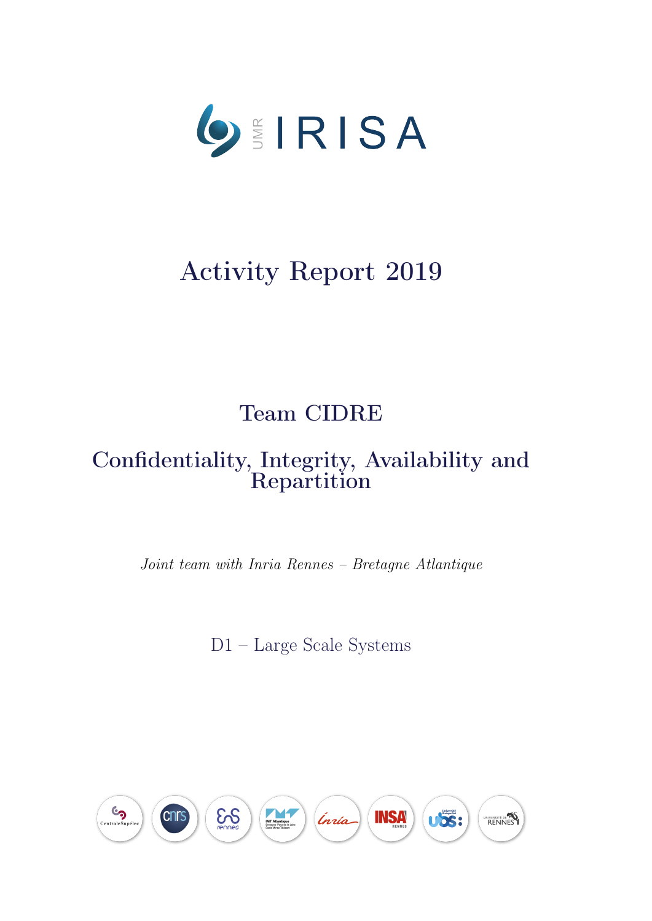UMR IRISA

# Activity Report 2019

## Team CIDRE

## Confidentiality, Integrity, Availability and Repartition

*Joint team with Inria Rennes – Bretagne Atlantique*

D1 – Large Scale Systems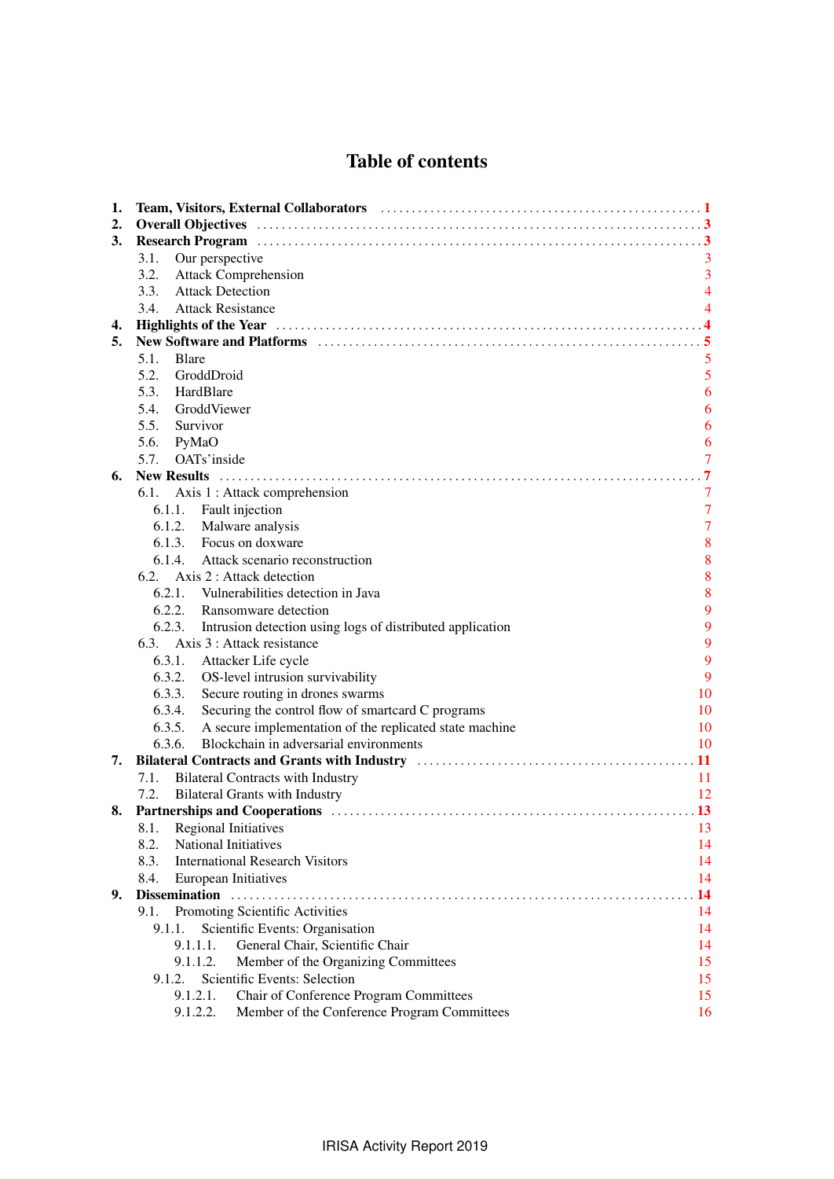# Table of contents

1. **Team, Visitors, External Collaborators** .... 1
2. **Overall Objectives** .... 3
3. **Research Program** .... 3
   - 3.1. Our perspective .... 3
   - 3.2. Attack Comprehension .... 3
   - 3.3. Attack Detection .... 4
   - 3.4. Attack Resistance .... 4
4. **Highlights of the Year** .... 4
5. **New Software and Platforms** .... 5
   - 5.1. Blare .... 5
   - 5.2. GroddDroid .... 5
   - 5.3. HardBlare .... 6
   - 5.4. GroddViewer .... 6
   - 5.5. Survivor .... 6
   - 5.6. PyMaO .... 6
   - 5.7. OATs'inside .... 7
6. **New Results** .... 7
   - 6.1. Axis 1 : Attack comprehension .... 7
     - 6.1.1. Fault injection .... 7
     - 6.1.2. Malware analysis .... 7
     - 6.1.3. Focus on doxware .... 8
     - 6.1.4. Attack scenario reconstruction .... 8
   - 6.2. Axis 2 : Attack detection .... 8
     - 6.2.1. Vulnerabilities detection in Java .... 8
     - 6.2.2. Ransomware detection .... 9
     - 6.2.3. Intrusion detection using logs of distributed application .... 9
   - 6.3. Axis 3 : Attack resistance .... 9
     - 6.3.1. Attacker Life cycle .... 9
     - 6.3.2. OS-level intrusion survivability .... 9
     - 6.3.3. Secure routing in drones swarms .... 10
     - 6.3.4. Securing the control flow of smartcard C programs .... 10
     - 6.3.5. A secure implementation of the replicated state machine .... 10
     - 6.3.6. Blockchain in adversarial environments .... 10
7. **Bilateral Contracts and Grants with Industry** .... 11
   - 7.1. Bilateral Contracts with Industry .... 11
   - 7.2. Bilateral Grants with Industry .... 12
8. **Partnerships and Cooperations** .... 13
   - 8.1. Regional Initiatives .... 13
   - 8.2. National Initiatives .... 14
   - 8.3. International Research Visitors .... 14
   - 8.4. European Initiatives .... 14
9. **Dissemination** .... 14
   - 9.1. Promoting Scientific Activities .... 14
     - 9.1.1. Scientific Events: Organisation .... 14
       - 9.1.1.1. General Chair, Scientific Chair .... 14
       - 9.1.1.2. Member of the Organizing Committees .... 15
     - 9.1.2. Scientific Events: Selection .... 15
       - 9.1.2.1. Chair of Conference Program Committees .... 15
       - 9.1.2.2. Member of the Conference Program Committees .... 16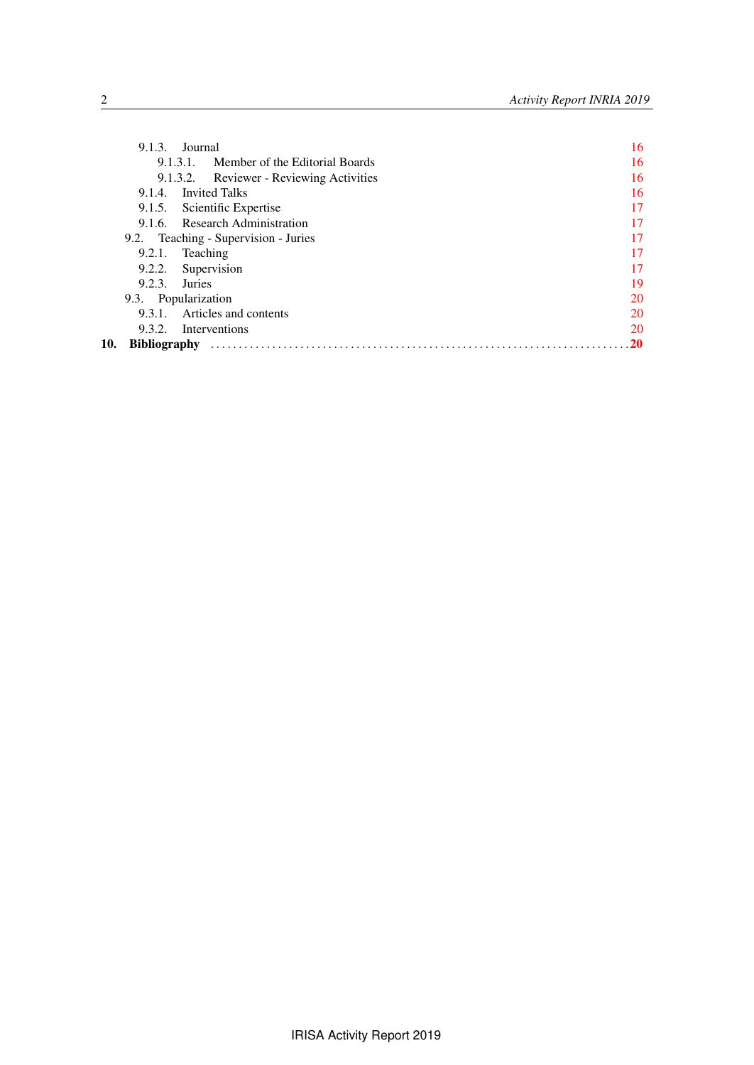9.1.3. Journal 16
  9.1.3.1. Member of the Editorial Boards 16
  9.1.3.2. Reviewer - Reviewing Activities 16
9.1.4. Invited Talks 16
9.1.5. Scientific Expertise 17
9.1.6. Research Administration 17
9.2. Teaching - Supervision - Juries 17
  9.2.1. Teaching 17
  9.2.2. Supervision 17
  9.2.3. Juries 19
9.3. Popularization 20
  9.3.1. Articles and contents 20
  9.3.2. Interventions 20

**10. Bibliography** ........................................................................ **20**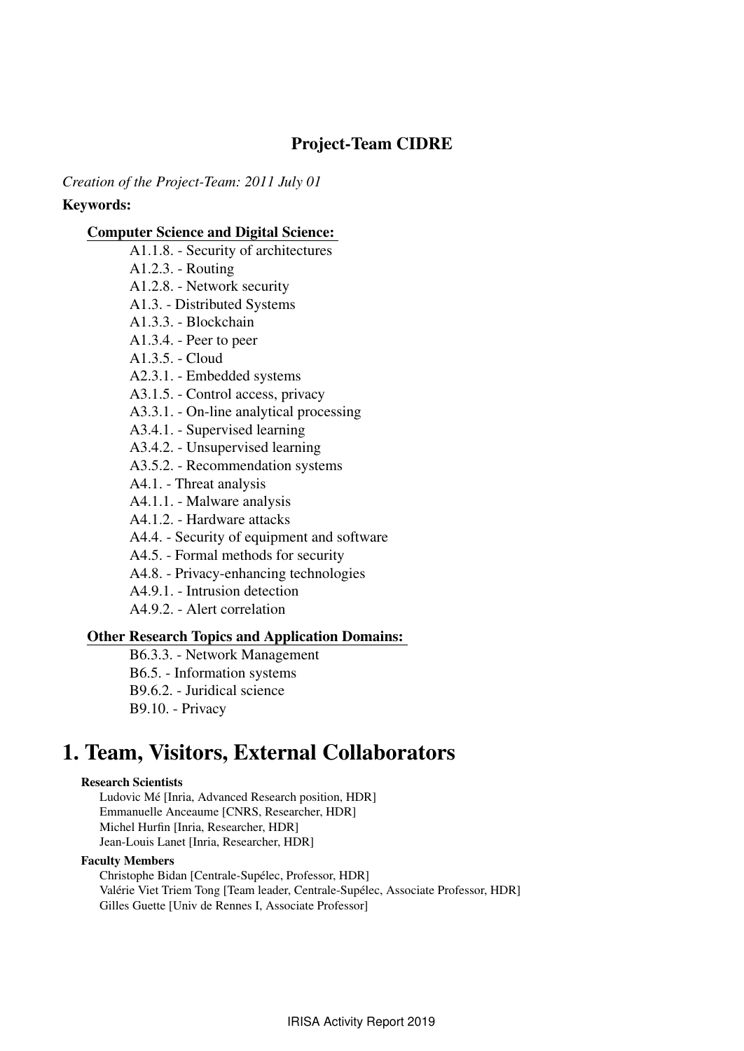## Project-Team CIDRE

*Creation of the Project-Team: 2011 July 01*

**Keywords:**

**Computer Science and Digital Science:**

- A1.1.8. - Security of architectures
- A1.2.3. - Routing
- A1.2.8. - Network security
- A1.3. - Distributed Systems
- A1.3.3. - Blockchain
- A1.3.4. - Peer to peer
- A1.3.5. - Cloud
- A2.3.1. - Embedded systems
- A3.1.5. - Control access, privacy
- A3.3.1. - On-line analytical processing
- A3.4.1. - Supervised learning
- A3.4.2. - Unsupervised learning
- A3.5.2. - Recommendation systems
- A4.1. - Threat analysis
- A4.1.1. - Malware analysis
- A4.1.2. - Hardware attacks
- A4.4. - Security of equipment and software
- A4.5. - Formal methods for security
- A4.8. - Privacy-enhancing technologies
- A4.9.1. - Intrusion detection
- A4.9.2. - Alert correlation

**Other Research Topics and Application Domains:**

- B6.3.3. - Network Management
- B6.5. - Information systems
- B9.6.2. - Juridical science
- B9.10. - Privacy

# 1. Team, Visitors, External Collaborators

**Research Scientists**

Ludovic Mé [Inria, Advanced Research position, HDR]
Emmanuelle Anceaume [CNRS, Researcher, HDR]
Michel Hurfin [Inria, Researcher, HDR]
Jean-Louis Lanet [Inria, Researcher, HDR]

**Faculty Members**

Christophe Bidan [Centrale-Supélec, Professor, HDR]
Valérie Viet Triem Tong [Team leader, Centrale-Supélec, Associate Professor, HDR]
Gilles Guette [Univ de Rennes I, Associate Professor]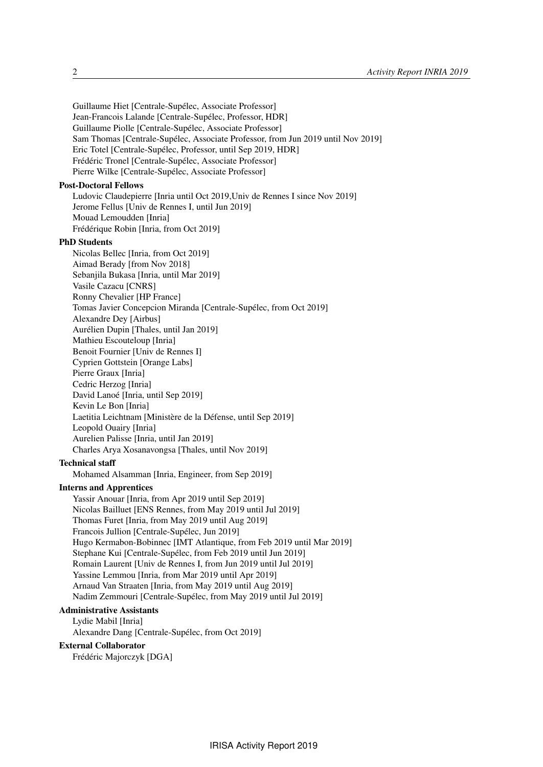Guillaume Hiet [Centrale-Supélec, Associate Professor]
Jean-Francois Lalande [Centrale-Supélec, Professor, HDR]
Guillaume Piolle [Centrale-Supélec, Associate Professor]
Sam Thomas [Centrale-Supélec, Associate Professor, from Jun 2019 until Nov 2019]
Eric Totel [Centrale-Supélec, Professor, until Sep 2019, HDR]
Frédéric Tronel [Centrale-Supélec, Associate Professor]
Pierre Wilke [Centrale-Supélec, Associate Professor]

**Post-Doctoral Fellows**

Ludovic Claudepierre [Inria until Oct 2019,Univ de Rennes I since Nov 2019]
Jerome Fellus [Univ de Rennes I, until Jun 2019]
Mouad Lemoudden [Inria]
Frédérique Robin [Inria, from Oct 2019]

**PhD Students**

Nicolas Bellec [Inria, from Oct 2019]
Aimad Berady [from Nov 2018]
Sebanjila Bukasa [Inria, until Mar 2019]
Vasile Cazacu [CNRS]
Ronny Chevalier [HP France]
Tomas Javier Concepcion Miranda [Centrale-Supélec, from Oct 2019]
Alexandre Dey [Airbus]
Aurélien Dupin [Thales, until Jan 2019]
Mathieu Escouteloup [Inria]
Benoit Fournier [Univ de Rennes I]
Cyprien Gottstein [Orange Labs]
Pierre Graux [Inria]
Cedric Herzog [Inria]
David Lanoé [Inria, until Sep 2019]
Kevin Le Bon [Inria]
Laetitia Leichtnam [Ministère de la Défense, until Sep 2019]
Leopold Ouairy [Inria]
Aurelien Palisse [Inria, until Jan 2019]
Charles Arya Xosanavongsa [Thales, until Nov 2019]

**Technical staff**

Mohamed Alsamman [Inria, Engineer, from Sep 2019]

**Interns and Apprentices**

Yassir Anouar [Inria, from Apr 2019 until Sep 2019]
Nicolas Bailluet [ENS Rennes, from May 2019 until Jul 2019]
Thomas Furet [Inria, from May 2019 until Aug 2019]
Francois Jullion [Centrale-Supélec, Jun 2019]
Hugo Kermabon-Bobinnec [IMT Atlantique, from Feb 2019 until Mar 2019]
Stephane Kui [Centrale-Supélec, from Feb 2019 until Jun 2019]
Romain Laurent [Univ de Rennes I, from Jun 2019 until Jul 2019]
Yassine Lemmou [Inria, from Mar 2019 until Apr 2019]
Arnaud Van Straaten [Inria, from May 2019 until Aug 2019]
Nadim Zemmouri [Centrale-Supélec, from May 2019 until Jul 2019]

**Administrative Assistants**

Lydie Mabil [Inria]
Alexandre Dang [Centrale-Supélec, from Oct 2019]

**External Collaborator**

Frédéric Majorczyk [DGA]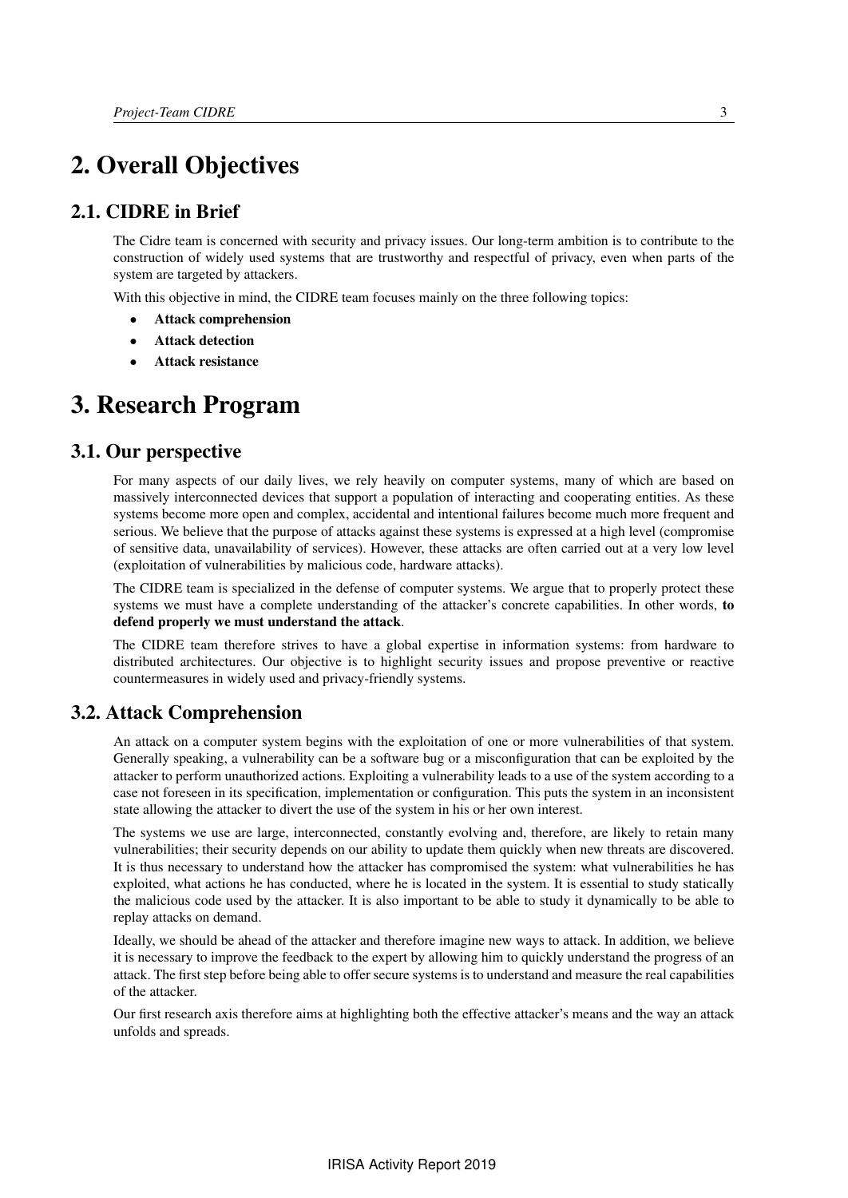# 2. Overall Objectives

## 2.1. CIDRE in Brief

The Cidre team is concerned with security and privacy issues. Our long-term ambition is to contribute to the construction of widely used systems that are trustworthy and respectful of privacy, even when parts of the system are targeted by attackers.

With this objective in mind, the CIDRE team focuses mainly on the three following topics:

- **Attack comprehension**
- **Attack detection**
- **Attack resistance**

# 3. Research Program

## 3.1. Our perspective

For many aspects of our daily lives, we rely heavily on computer systems, many of which are based on massively interconnected devices that support a population of interacting and cooperating entities. As these systems become more open and complex, accidental and intentional failures become much more frequent and serious. We believe that the purpose of attacks against these systems is expressed at a high level (compromise of sensitive data, unavailability of services). However, these attacks are often carried out at a very low level (exploitation of vulnerabilities by malicious code, hardware attacks).

The CIDRE team is specialized in the defense of computer systems. We argue that to properly protect these systems we must have a complete understanding of the attacker's concrete capabilities. In other words, **to defend properly we must understand the attack**.

The CIDRE team therefore strives to have a global expertise in information systems: from hardware to distributed architectures. Our objective is to highlight security issues and propose preventive or reactive countermeasures in widely used and privacy-friendly systems.

## 3.2. Attack Comprehension

An attack on a computer system begins with the exploitation of one or more vulnerabilities of that system. Generally speaking, a vulnerability can be a software bug or a misconfiguration that can be exploited by the attacker to perform unauthorized actions. Exploiting a vulnerability leads to a use of the system according to a case not foreseen in its specification, implementation or configuration. This puts the system in an inconsistent state allowing the attacker to divert the use of the system in his or her own interest.

The systems we use are large, interconnected, constantly evolving and, therefore, are likely to retain many vulnerabilities; their security depends on our ability to update them quickly when new threats are discovered. It is thus necessary to understand how the attacker has compromised the system: what vulnerabilities he has exploited, what actions he has conducted, where he is located in the system. It is essential to study statically the malicious code used by the attacker. It is also important to be able to study it dynamically to be able to replay attacks on demand.

Ideally, we should be ahead of the attacker and therefore imagine new ways to attack. In addition, we believe it is necessary to improve the feedback to the expert by allowing him to quickly understand the progress of an attack. The first step before being able to offer secure systems is to understand and measure the real capabilities of the attacker.

Our first research axis therefore aims at highlighting both the effective attacker's means and the way an attack unfolds and spreads.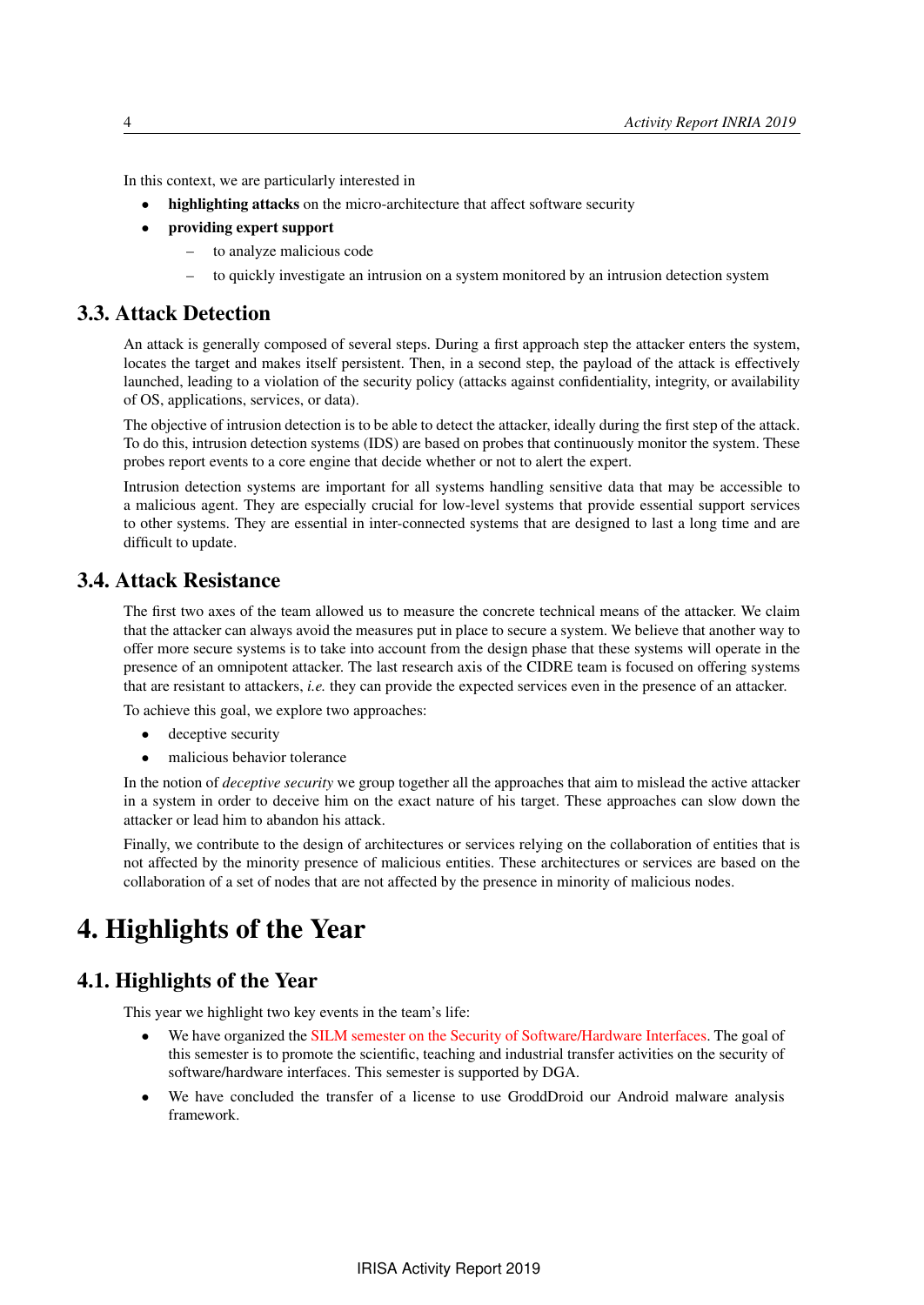In this context, we are particularly interested in

- **highlighting attacks** on the micro-architecture that affect software security
- **providing expert support**
  - to analyze malicious code
  - to quickly investigate an intrusion on a system monitored by an intrusion detection system

## 3.3. Attack Detection

An attack is generally composed of several steps. During a first approach step the attacker enters the system, locates the target and makes itself persistent. Then, in a second step, the payload of the attack is effectively launched, leading to a violation of the security policy (attacks against confidentiality, integrity, or availability of OS, applications, services, or data).

The objective of intrusion detection is to be able to detect the attacker, ideally during the first step of the attack. To do this, intrusion detection systems (IDS) are based on probes that continuously monitor the system. These probes report events to a core engine that decide whether or not to alert the expert.

Intrusion detection systems are important for all systems handling sensitive data that may be accessible to a malicious agent. They are especially crucial for low-level systems that provide essential support services to other systems. They are essential in inter-connected systems that are designed to last a long time and are difficult to update.

## 3.4. Attack Resistance

The first two axes of the team allowed us to measure the concrete technical means of the attacker. We claim that the attacker can always avoid the measures put in place to secure a system. We believe that another way to offer more secure systems is to take into account from the design phase that these systems will operate in the presence of an omnipotent attacker. The last research axis of the CIDRE team is focused on offering systems that are resistant to attackers, *i.e.* they can provide the expected services even in the presence of an attacker.

To achieve this goal, we explore two approaches:

- deceptive security
- malicious behavior tolerance

In the notion of *deceptive security* we group together all the approaches that aim to mislead the active attacker in a system in order to deceive him on the exact nature of his target. These approaches can slow down the attacker or lead him to abandon his attack.

Finally, we contribute to the design of architectures or services relying on the collaboration of entities that is not affected by the minority presence of malicious entities. These architectures or services are based on the collaboration of a set of nodes that are not affected by the presence in minority of malicious nodes.

# 4. Highlights of the Year

## 4.1. Highlights of the Year

This year we highlight two key events in the team's life:

- We have organized the SILM semester on the Security of Software/Hardware Interfaces. The goal of this semester is to promote the scientific, teaching and industrial transfer activities on the security of software/hardware interfaces. This semester is supported by DGA.
- We have concluded the transfer of a license to use GroddDroid our Android malware analysis framework.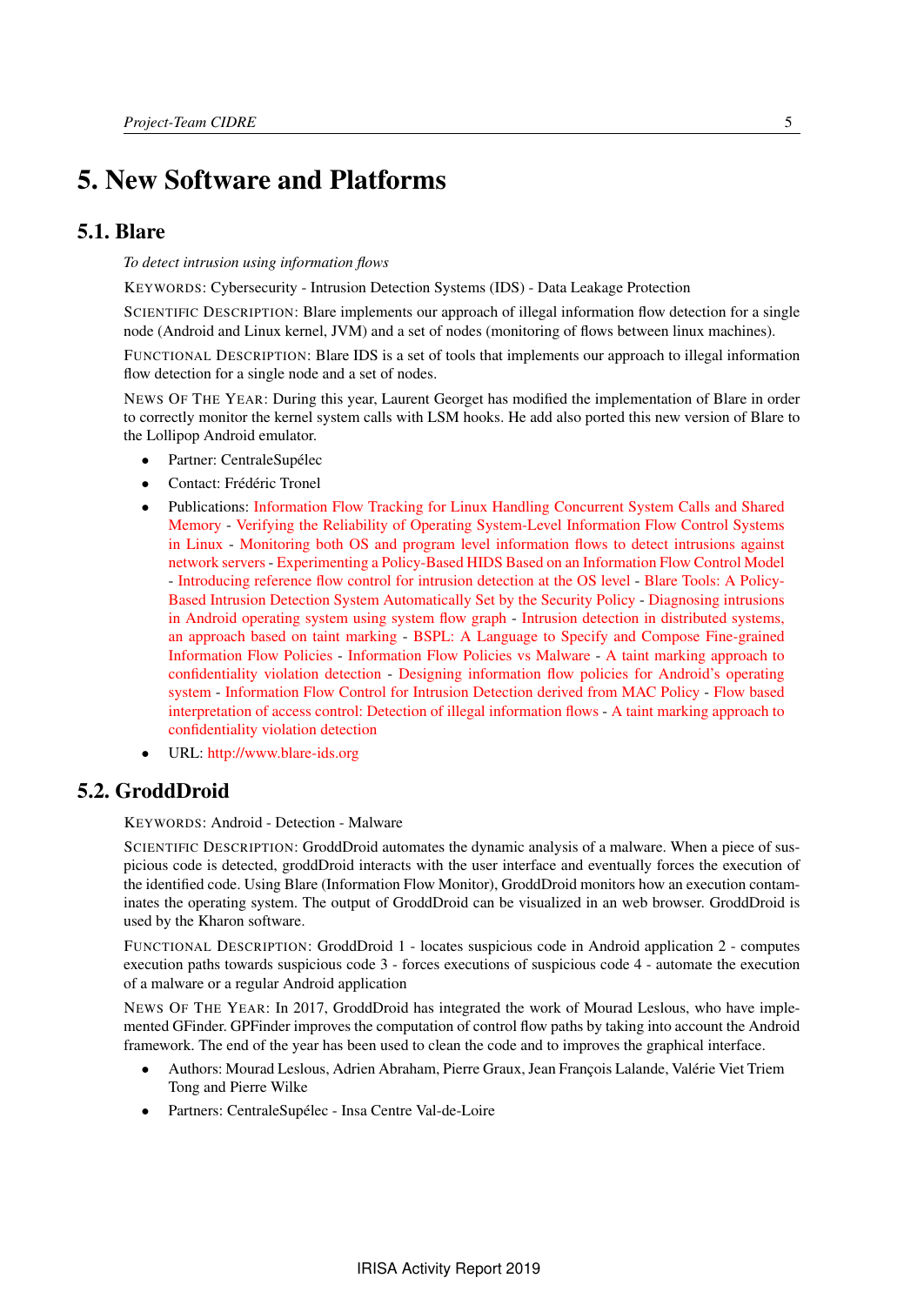# 5. New Software and Platforms

## 5.1. Blare

*To detect intrusion using information flows*

KEYWORDS: Cybersecurity - Intrusion Detection Systems (IDS) - Data Leakage Protection

SCIENTIFIC DESCRIPTION: Blare implements our approach of illegal information flow detection for a single node (Android and Linux kernel, JVM) and a set of nodes (monitoring of flows between linux machines).

FUNCTIONAL DESCRIPTION: Blare IDS is a set of tools that implements our approach to illegal information flow detection for a single node and a set of nodes.

NEWS OF THE YEAR: During this year, Laurent Georget has modified the implementation of Blare in order to correctly monitor the kernel system calls with LSM hooks. He add also ported this new version of Blare to the Lollipop Android emulator.

- Partner: CentraleSupélec
- Contact: Frédéric Tronel
- Publications: Information Flow Tracking for Linux Handling Concurrent System Calls and Shared Memory - Verifying the Reliability of Operating System-Level Information Flow Control Systems in Linux - Monitoring both OS and program level information flows to detect intrusions against network servers - Experimenting a Policy-Based HIDS Based on an Information Flow Control Model - Introducing reference flow control for intrusion detection at the OS level - Blare Tools: A Policy-Based Intrusion Detection System Automatically Set by the Security Policy - Diagnosing intrusions in Android operating system using system flow graph - Intrusion detection in distributed systems, an approach based on taint marking - BSPL: A Language to Specify and Compose Fine-grained Information Flow Policies - Information Flow Policies vs Malware - A taint marking approach to confidentiality violation detection - Designing information flow policies for Android's operating system - Information Flow Control for Intrusion Detection derived from MAC Policy - Flow based interpretation of access control: Detection of illegal information flows - A taint marking approach to confidentiality violation detection
- URL: http://www.blare-ids.org

## 5.2. GroddDroid

KEYWORDS: Android - Detection - Malware

SCIENTIFIC DESCRIPTION: GroddDroid automates the dynamic analysis of a malware. When a piece of suspicious code is detected, groddDroid interacts with the user interface and eventually forces the execution of the identified code. Using Blare (Information Flow Monitor), GroddDroid monitors how an execution contaminates the operating system. The output of GroddDroid can be visualized in an web browser. GroddDroid is used by the Kharon software.

FUNCTIONAL DESCRIPTION: GroddDroid 1 - locates suspicious code in Android application 2 - computes execution paths towards suspicious code 3 - forces executions of suspicious code 4 - automate the execution of a malware or a regular Android application

NEWS OF THE YEAR: In 2017, GroddDroid has integrated the work of Mourad Leslous, who have implemented GFinder. GPFinder improves the computation of control flow paths by taking into account the Android framework. The end of the year has been used to clean the code and to improves the graphical interface.

- Authors: Mourad Leslous, Adrien Abraham, Pierre Graux, Jean François Lalande, Valérie Viet Triem Tong and Pierre Wilke
- Partners: CentraleSupélec - Insa Centre Val-de-Loire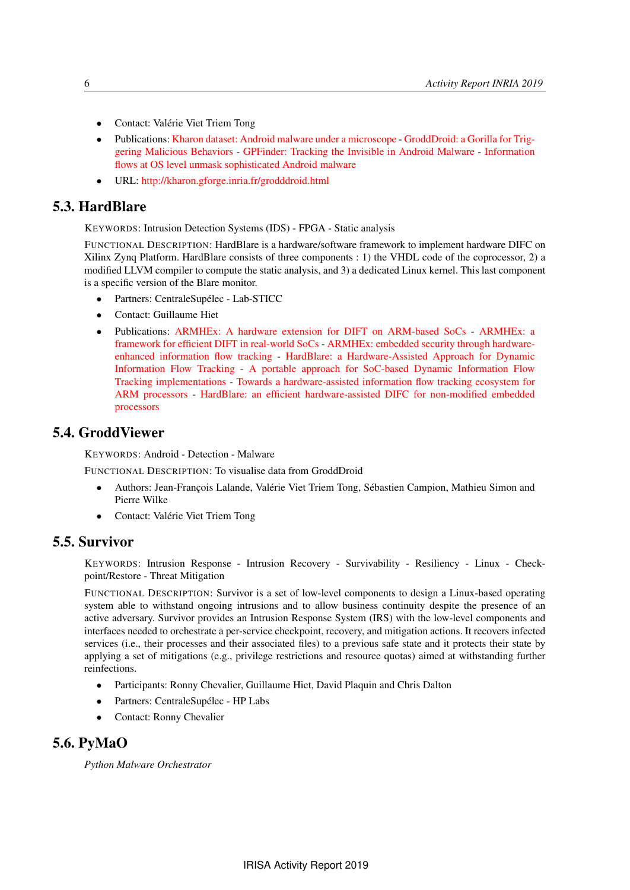- Contact: Valérie Viet Triem Tong
- Publications: Kharon dataset: Android malware under a microscope - GroddDroid: a Gorilla for Triggering Malicious Behaviors - GPFinder: Tracking the Invisible in Android Malware - Information flows at OS level unmask sophisticated Android malware
- URL: http://kharon.gforge.inria.fr/grodddroid.html

## 5.3. HardBlare

KEYWORDS: Intrusion Detection Systems (IDS) - FPGA - Static analysis

FUNCTIONAL DESCRIPTION: HardBlare is a hardware/software framework to implement hardware DIFC on Xilinx Zynq Platform. HardBlare consists of three components : 1) the VHDL code of the coprocessor, 2) a modified LLVM compiler to compute the static analysis, and 3) a dedicated Linux kernel. This last component is a specific version of the Blare monitor.

- Partners: CentraleSupélec - Lab-STICC
- Contact: Guillaume Hiet
- Publications: ARMHEx: A hardware extension for DIFT on ARM-based SoCs - ARMHEx: a framework for efficient DIFT in real-world SoCs - ARMHEx: embedded security through hardware-enhanced information flow tracking - HardBlare: a Hardware-Assisted Approach for Dynamic Information Flow Tracking - A portable approach for SoC-based Dynamic Information Flow Tracking implementations - Towards a hardware-assisted information flow tracking ecosystem for ARM processors - HardBlare: an efficient hardware-assisted DIFC for non-modified embedded processors

## 5.4. GroddViewer

KEYWORDS: Android - Detection - Malware

FUNCTIONAL DESCRIPTION: To visualise data from GroddDroid

- Authors: Jean-François Lalande, Valérie Viet Triem Tong, Sébastien Campion, Mathieu Simon and Pierre Wilke
- Contact: Valérie Viet Triem Tong

## 5.5. Survivor

KEYWORDS: Intrusion Response - Intrusion Recovery - Survivability - Resiliency - Linux - Checkpoint/Restore - Threat Mitigation

FUNCTIONAL DESCRIPTION: Survivor is a set of low-level components to design a Linux-based operating system able to withstand ongoing intrusions and to allow business continuity despite the presence of an active adversary. Survivor provides an Intrusion Response System (IRS) with the low-level components and interfaces needed to orchestrate a per-service checkpoint, recovery, and mitigation actions. It recovers infected services (i.e., their processes and their associated files) to a previous safe state and it protects their state by applying a set of mitigations (e.g., privilege restrictions and resource quotas) aimed at withstanding further reinfections.

- Participants: Ronny Chevalier, Guillaume Hiet, David Plaquin and Chris Dalton
- Partners: CentraleSupélec - HP Labs
- Contact: Ronny Chevalier

## 5.6. PyMaO

*Python Malware Orchestrator*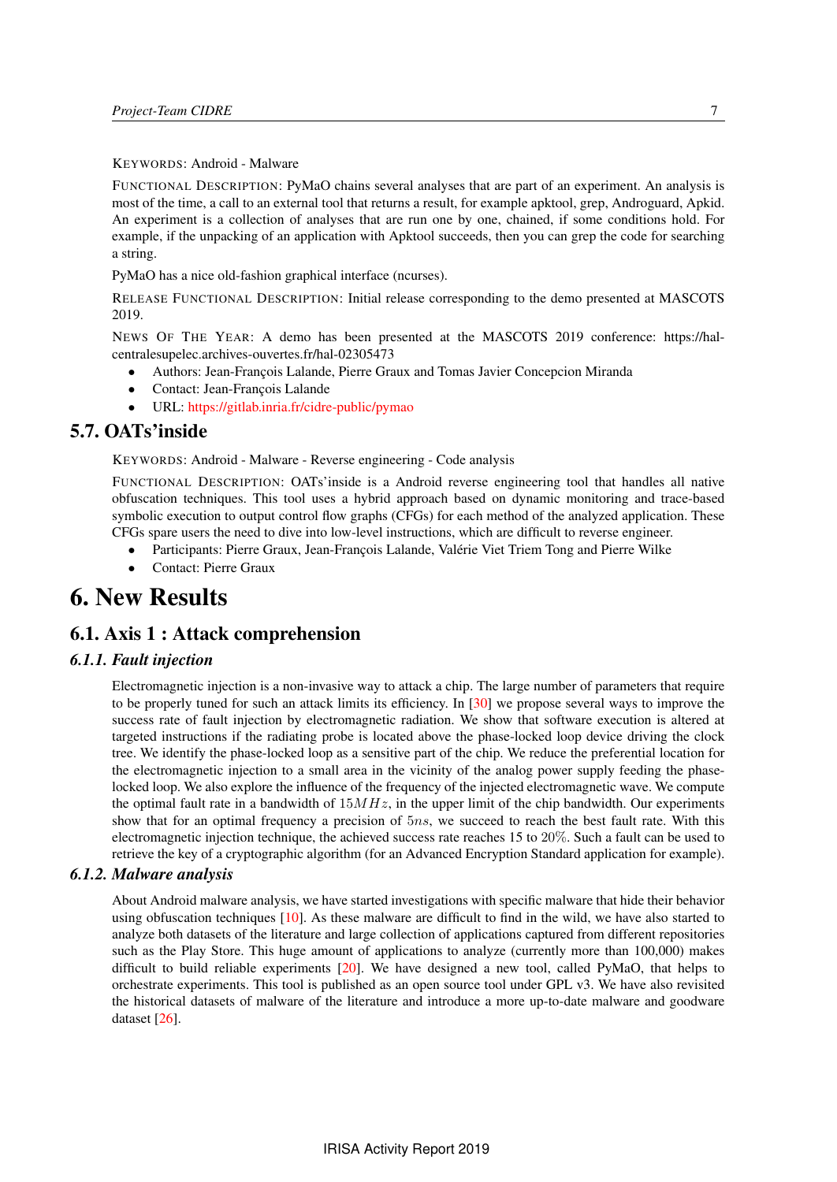KEYWORDS: Android - Malware

FUNCTIONAL DESCRIPTION: PyMaO chains several analyses that are part of an experiment. An analysis is most of the time, a call to an external tool that returns a result, for example apktool, grep, Androguard, Apkid. An experiment is a collection of analyses that are run one by one, chained, if some conditions hold. For example, if the unpacking of an application with Apktool succeeds, then you can grep the code for searching a string.

PyMaO has a nice old-fashion graphical interface (ncurses).

RELEASE FUNCTIONAL DESCRIPTION: Initial release corresponding to the demo presented at MASCOTS 2019.

NEWS OF THE YEAR: A demo has been presented at the MASCOTS 2019 conference: https://hal-centralesupelec.archives-ouvertes.fr/hal-02305473

- Authors: Jean-François Lalande, Pierre Graux and Tomas Javier Concepcion Miranda
- Contact: Jean-François Lalande
- URL: https://gitlab.inria.fr/cidre-public/pymao

## 5.7. OATs'inside

KEYWORDS: Android - Malware - Reverse engineering - Code analysis

FUNCTIONAL DESCRIPTION: OATs'inside is a Android reverse engineering tool that handles all native obfuscation techniques. This tool uses a hybrid approach based on dynamic monitoring and trace-based symbolic execution to output control flow graphs (CFGs) for each method of the analyzed application. These CFGs spare users the need to dive into low-level instructions, which are difficult to reverse engineer.

- Participants: Pierre Graux, Jean-François Lalande, Valérie Viet Triem Tong and Pierre Wilke
- Contact: Pierre Graux

# 6. New Results

## 6.1. Axis 1 : Attack comprehension

### *6.1.1. Fault injection*

Electromagnetic injection is a non-invasive way to attack a chip. The large number of parameters that require to be properly tuned for such an attack limits its efficiency. In [30] we propose several ways to improve the success rate of fault injection by electromagnetic radiation. We show that software execution is altered at targeted instructions if the radiating probe is located above the phase-locked loop device driving the clock tree. We identify the phase-locked loop as a sensitive part of the chip. We reduce the preferential location for the electromagnetic injection to a small area in the vicinity of the analog power supply feeding the phase-locked loop. We also explore the influence of the frequency of the injected electromagnetic wave. We compute the optimal fault rate in a bandwidth of $15MHz$, in the upper limit of the chip bandwidth. Our experiments show that for an optimal frequency a precision of $5ns$, we succeed to reach the best fault rate. With this electromagnetic injection technique, the achieved success rate reaches 15 to $20\%$. Such a fault can be used to retrieve the key of a cryptographic algorithm (for an Advanced Encryption Standard application for example).

### *6.1.2. Malware analysis*

About Android malware analysis, we have started investigations with specific malware that hide their behavior using obfuscation techniques [10]. As these malware are difficult to find in the wild, we have also started to analyze both datasets of the literature and large collection of applications captured from different repositories such as the Play Store. This huge amount of applications to analyze (currently more than 100,000) makes difficult to build reliable experiments [20]. We have designed a new tool, called PyMaO, that helps to orchestrate experiments. This tool is published as an open source tool under GPL v3. We have also revisited the historical datasets of malware of the literature and introduce a more up-to-date malware and goodware dataset [26].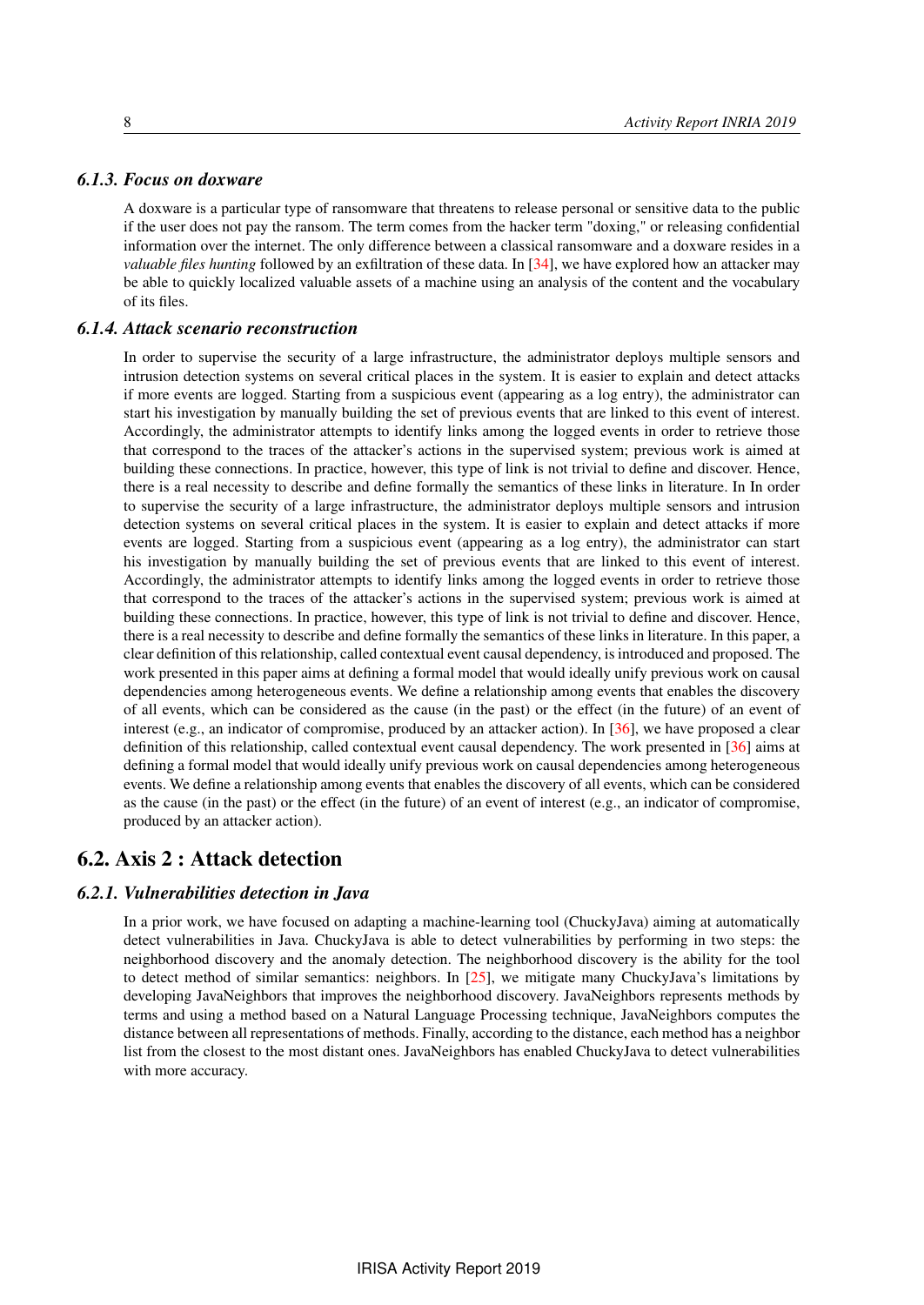#### 6.1.3. Focus on doxware

A doxware is a particular type of ransomware that threatens to release personal or sensitive data to the public if the user does not pay the ransom. The term comes from the hacker term "doxing," or releasing confidential information over the internet. The only difference between a classical ransomware and a doxware resides in a *valuable files hunting* followed by an exfiltration of these data. In [34], we have explored how an attacker may be able to quickly localized valuable assets of a machine using an analysis of the content and the vocabulary of its files.

#### 6.1.4. Attack scenario reconstruction

In order to supervise the security of a large infrastructure, the administrator deploys multiple sensors and intrusion detection systems on several critical places in the system. It is easier to explain and detect attacks if more events are logged. Starting from a suspicious event (appearing as a log entry), the administrator can start his investigation by manually building the set of previous events that are linked to this event of interest. Accordingly, the administrator attempts to identify links among the logged events in order to retrieve those that correspond to the traces of the attacker's actions in the supervised system; previous work is aimed at building these connections. In practice, however, this type of link is not trivial to define and discover. Hence, there is a real necessity to describe and define formally the semantics of these links in literature. In In order to supervise the security of a large infrastructure, the administrator deploys multiple sensors and intrusion detection systems on several critical places in the system. It is easier to explain and detect attacks if more events are logged. Starting from a suspicious event (appearing as a log entry), the administrator can start his investigation by manually building the set of previous events that are linked to this event of interest. Accordingly, the administrator attempts to identify links among the logged events in order to retrieve those that correspond to the traces of the attacker's actions in the supervised system; previous work is aimed at building these connections. In practice, however, this type of link is not trivial to define and discover. Hence, there is a real necessity to describe and define formally the semantics of these links in literature. In this paper, a clear definition of this relationship, called contextual event causal dependency, is introduced and proposed. The work presented in this paper aims at defining a formal model that would ideally unify previous work on causal dependencies among heterogeneous events. We define a relationship among events that enables the discovery of all events, which can be considered as the cause (in the past) or the effect (in the future) of an event of interest (e.g., an indicator of compromise, produced by an attacker action). In [36], we have proposed a clear definition of this relationship, called contextual event causal dependency. The work presented in [36] aims at defining a formal model that would ideally unify previous work on causal dependencies among heterogeneous events. We define a relationship among events that enables the discovery of all events, which can be considered as the cause (in the past) or the effect (in the future) of an event of interest (e.g., an indicator of compromise, produced by an attacker action).

## 6.2. Axis 2 : Attack detection

#### 6.2.1. Vulnerabilities detection in Java

In a prior work, we have focused on adapting a machine-learning tool (ChuckyJava) aiming at automatically detect vulnerabilities in Java. ChuckyJava is able to detect vulnerabilities by performing in two steps: the neighborhood discovery and the anomaly detection. The neighborhood discovery is the ability for the tool to detect method of similar semantics: neighbors. In [25], we mitigate many ChuckyJava's limitations by developing JavaNeighbors that improves the neighborhood discovery. JavaNeighbors represents methods by terms and using a method based on a Natural Language Processing technique, JavaNeighbors computes the distance between all representations of methods. Finally, according to the distance, each method has a neighbor list from the closest to the most distant ones. JavaNeighbors has enabled ChuckyJava to detect vulnerabilities with more accuracy.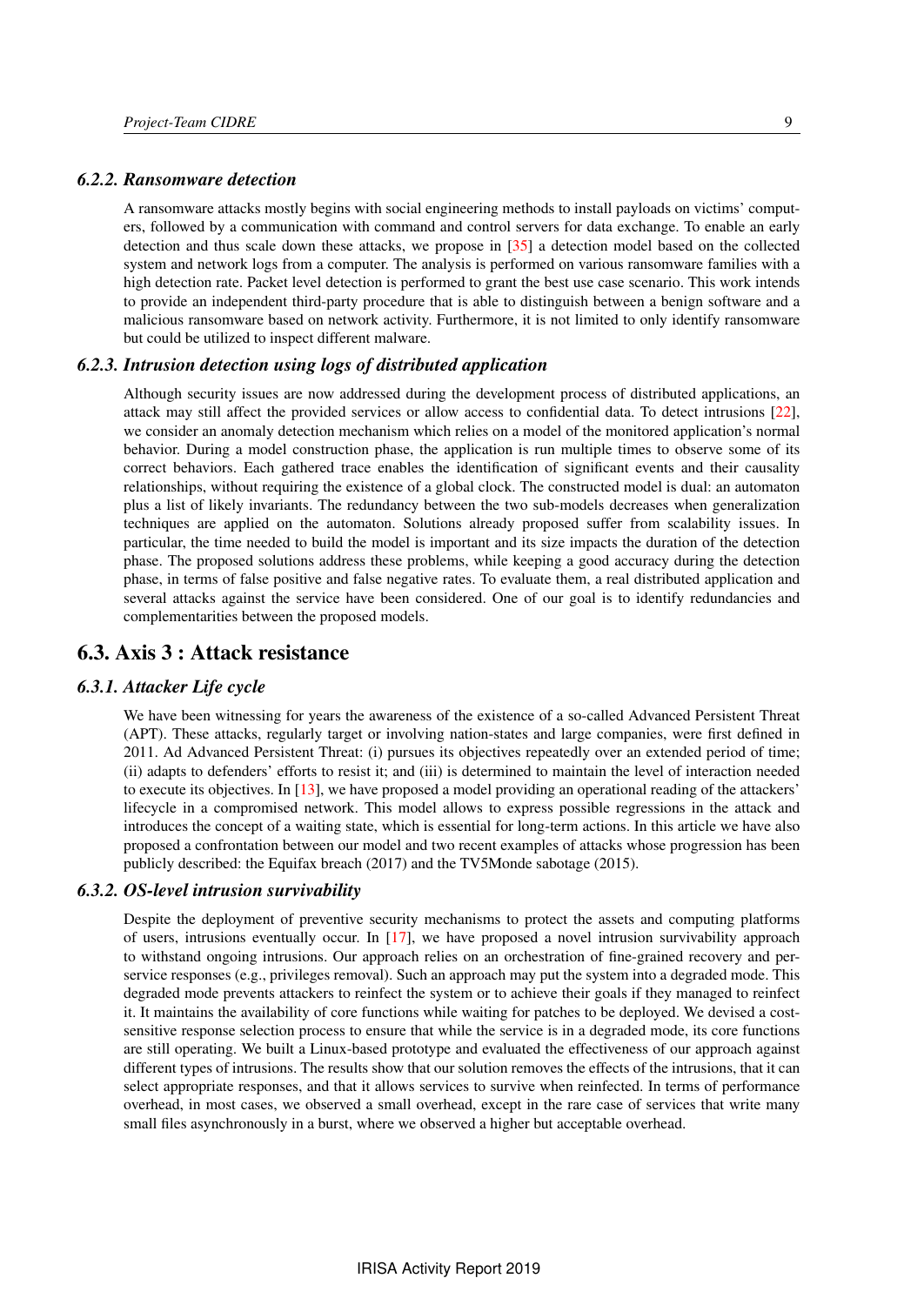### 6.2.2. Ransomware detection

A ransomware attacks mostly begins with social engineering methods to install payloads on victims' computers, followed by a communication with command and control servers for data exchange. To enable an early detection and thus scale down these attacks, we propose in [35] a detection model based on the collected system and network logs from a computer. The analysis is performed on various ransomware families with a high detection rate. Packet level detection is performed to grant the best use case scenario. This work intends to provide an independent third-party procedure that is able to distinguish between a benign software and a malicious ransomware based on network activity. Furthermore, it is not limited to only identify ransomware but could be utilized to inspect different malware.

### 6.2.3. Intrusion detection using logs of distributed application

Although security issues are now addressed during the development process of distributed applications, an attack may still affect the provided services or allow access to confidential data. To detect intrusions [22], we consider an anomaly detection mechanism which relies on a model of the monitored application's normal behavior. During a model construction phase, the application is run multiple times to observe some of its correct behaviors. Each gathered trace enables the identification of significant events and their causality relationships, without requiring the existence of a global clock. The constructed model is dual: an automaton plus a list of likely invariants. The redundancy between the two sub-models decreases when generalization techniques are applied on the automaton. Solutions already proposed suffer from scalability issues. In particular, the time needed to build the model is important and its size impacts the duration of the detection phase. The proposed solutions address these problems, while keeping a good accuracy during the detection phase, in terms of false positive and false negative rates. To evaluate them, a real distributed application and several attacks against the service have been considered. One of our goal is to identify redundancies and complementarities between the proposed models.

## 6.3. Axis 3 : Attack resistance

### 6.3.1. Attacker Life cycle

We have been witnessing for years the awareness of the existence of a so-called Advanced Persistent Threat (APT). These attacks, regularly target or involving nation-states and large companies, were first defined in 2011. Ad Advanced Persistent Threat: (i) pursues its objectives repeatedly over an extended period of time; (ii) adapts to defenders' efforts to resist it; and (iii) is determined to maintain the level of interaction needed to execute its objectives. In [13], we have proposed a model providing an operational reading of the attackers' lifecycle in a compromised network. This model allows to express possible regressions in the attack and introduces the concept of a waiting state, which is essential for long-term actions. In this article we have also proposed a confrontation between our model and two recent examples of attacks whose progression has been publicly described: the Equifax breach (2017) and the TV5Monde sabotage (2015).

### 6.3.2. OS-level intrusion survivability

Despite the deployment of preventive security mechanisms to protect the assets and computing platforms of users, intrusions eventually occur. In [17], we have proposed a novel intrusion survivability approach to withstand ongoing intrusions. Our approach relies on an orchestration of fine-grained recovery and per-service responses (e.g., privileges removal). Such an approach may put the system into a degraded mode. This degraded mode prevents attackers to reinfect the system or to achieve their goals if they managed to reinfect it. It maintains the availability of core functions while waiting for patches to be deployed. We devised a cost-sensitive response selection process to ensure that while the service is in a degraded mode, its core functions are still operating. We built a Linux-based prototype and evaluated the effectiveness of our approach against different types of intrusions. The results show that our solution removes the effects of the intrusions, that it can select appropriate responses, and that it allows services to survive when reinfected. In terms of performance overhead, in most cases, we observed a small overhead, except in the rare case of services that write many small files asynchronously in a burst, where we observed a higher but acceptable overhead.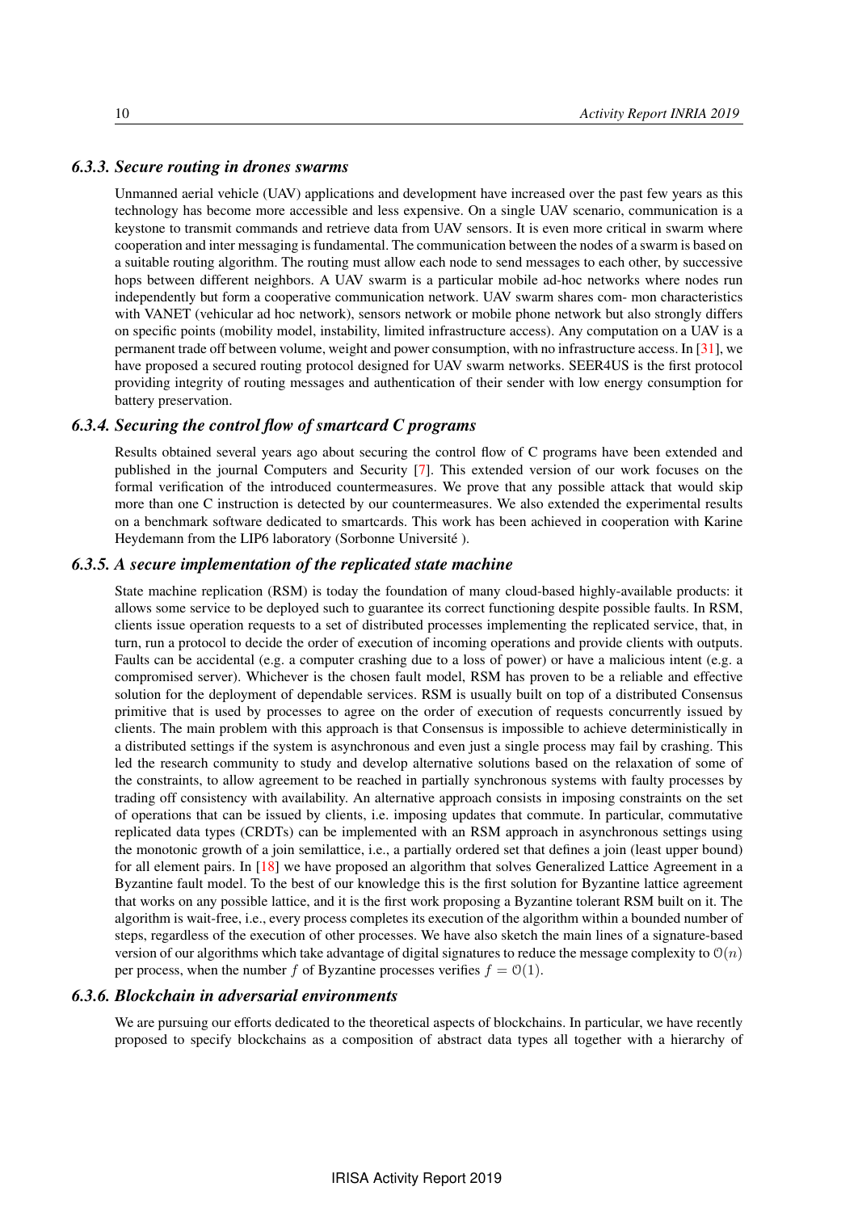### *6.3.3. Secure routing in drones swarms*

Unmanned aerial vehicle (UAV) applications and development have increased over the past few years as this technology has become more accessible and less expensive. On a single UAV scenario, communication is a keystone to transmit commands and retrieve data from UAV sensors. It is even more critical in swarm where cooperation and inter messaging is fundamental. The communication between the nodes of a swarm is based on a suitable routing algorithm. The routing must allow each node to send messages to each other, by successive hops between different neighbors. A UAV swarm is a particular mobile ad-hoc networks where nodes run independently but form a cooperative communication network. UAV swarm shares com- mon characteristics with VANET (vehicular ad hoc network), sensors network or mobile phone network but also strongly differs on specific points (mobility model, instability, limited infrastructure access). Any computation on a UAV is a permanent trade off between volume, weight and power consumption, with no infrastructure access. In [31], we have proposed a secured routing protocol designed for UAV swarm networks. SEER4US is the first protocol providing integrity of routing messages and authentication of their sender with low energy consumption for battery preservation.

### *6.3.4. Securing the control flow of smartcard C programs*

Results obtained several years ago about securing the control flow of C programs have been extended and published in the journal Computers and Security [7]. This extended version of our work focuses on the formal verification of the introduced countermeasures. We prove that any possible attack that would skip more than one C instruction is detected by our countermeasures. We also extended the experimental results on a benchmark software dedicated to smartcards. This work has been achieved in cooperation with Karine Heydemann from the LIP6 laboratory (Sorbonne Université ).

### *6.3.5. A secure implementation of the replicated state machine*

State machine replication (RSM) is today the foundation of many cloud-based highly-available products: it allows some service to be deployed such to guarantee its correct functioning despite possible faults. In RSM, clients issue operation requests to a set of distributed processes implementing the replicated service, that, in turn, run a protocol to decide the order of execution of incoming operations and provide clients with outputs. Faults can be accidental (e.g. a computer crashing due to a loss of power) or have a malicious intent (e.g. a compromised server). Whichever is the chosen fault model, RSM has proven to be a reliable and effective solution for the deployment of dependable services. RSM is usually built on top of a distributed Consensus primitive that is used by processes to agree on the order of execution of requests concurrently issued by clients. The main problem with this approach is that Consensus is impossible to achieve deterministically in a distributed settings if the system is asynchronous and even just a single process may fail by crashing. This led the research community to study and develop alternative solutions based on the relaxation of some of the constraints, to allow agreement to be reached in partially synchronous systems with faulty processes by trading off consistency with availability. An alternative approach consists in imposing constraints on the set of operations that can be issued by clients, i.e. imposing updates that commute. In particular, commutative replicated data types (CRDTs) can be implemented with an RSM approach in asynchronous settings using the monotonic growth of a join semilattice, i.e., a partially ordered set that defines a join (least upper bound) for all element pairs. In [18] we have proposed an algorithm that solves Generalized Lattice Agreement in a Byzantine fault model. To the best of our knowledge this is the first solution for Byzantine lattice agreement that works on any possible lattice, and it is the first work proposing a Byzantine tolerant RSM built on it. The algorithm is wait-free, i.e., every process completes its execution of the algorithm within a bounded number of steps, regardless of the execution of other processes. We have also sketch the main lines of a signature-based version of our algorithms which take advantage of digital signatures to reduce the message complexity to $\mathcal{O}(n)$ per process, when the number $f$ of Byzantine processes verifies $f = \mathcal{O}(1)$.

### *6.3.6. Blockchain in adversarial environments*

We are pursuing our efforts dedicated to the theoretical aspects of blockchains. In particular, we have recently proposed to specify blockchains as a composition of abstract data types all together with a hierarchy of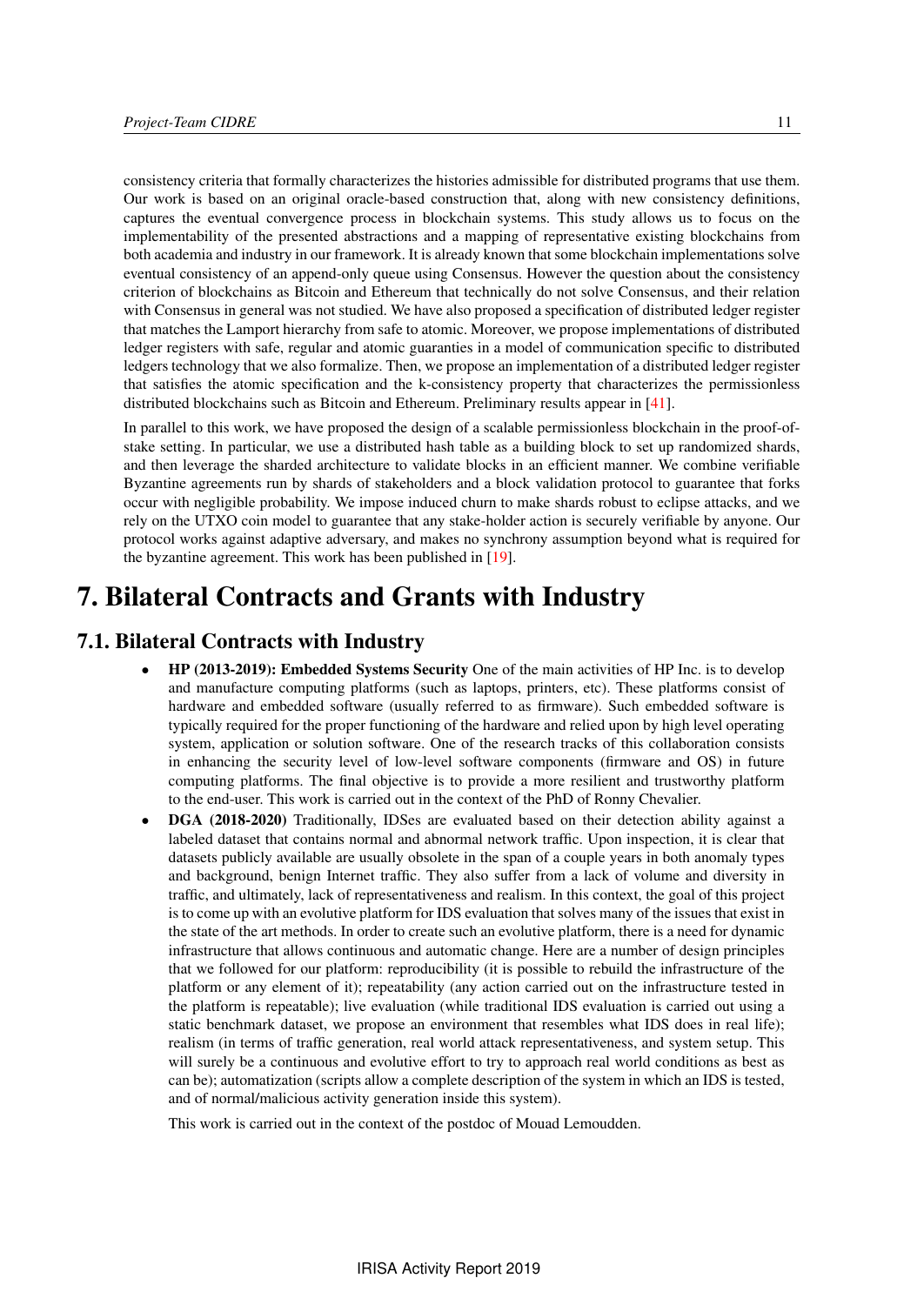consistency criteria that formally characterizes the histories admissible for distributed programs that use them. Our work is based on an original oracle-based construction that, along with new consistency definitions, captures the eventual convergence process in blockchain systems. This study allows us to focus on the implementability of the presented abstractions and a mapping of representative existing blockchains from both academia and industry in our framework. It is already known that some blockchain implementations solve eventual consistency of an append-only queue using Consensus. However the question about the consistency criterion of blockchains as Bitcoin and Ethereum that technically do not solve Consensus, and their relation with Consensus in general was not studied. We have also proposed a specification of distributed ledger register that matches the Lamport hierarchy from safe to atomic. Moreover, we propose implementations of distributed ledger registers with safe, regular and atomic guaranties in a model of communication specific to distributed ledgers technology that we also formalize. Then, we propose an implementation of a distributed ledger register that satisfies the atomic specification and the k-consistency property that characterizes the permissionless distributed blockchains such as Bitcoin and Ethereum. Preliminary results appear in [41].

In parallel to this work, we have proposed the design of a scalable permissionless blockchain in the proof-of-stake setting. In particular, we use a distributed hash table as a building block to set up randomized shards, and then leverage the sharded architecture to validate blocks in an efficient manner. We combine verifiable Byzantine agreements run by shards of stakeholders and a block validation protocol to guarantee that forks occur with negligible probability. We impose induced churn to make shards robust to eclipse attacks, and we rely on the UTXO coin model to guarantee that any stake-holder action is securely verifiable by anyone. Our protocol works against adaptive adversary, and makes no synchrony assumption beyond what is required for the byzantine agreement. This work has been published in [19].

# 7. Bilateral Contracts and Grants with Industry

## 7.1. Bilateral Contracts with Industry

- **HP (2013-2019): Embedded Systems Security** One of the main activities of HP Inc. is to develop and manufacture computing platforms (such as laptops, printers, etc). These platforms consist of hardware and embedded software (usually referred to as firmware). Such embedded software is typically required for the proper functioning of the hardware and relied upon by high level operating system, application or solution software. One of the research tracks of this collaboration consists in enhancing the security level of low-level software components (firmware and OS) in future computing platforms. The final objective is to provide a more resilient and trustworthy platform to the end-user. This work is carried out in the context of the PhD of Ronny Chevalier.
- **DGA (2018-2020)** Traditionally, IDSes are evaluated based on their detection ability against a labeled dataset that contains normal and abnormal network traffic. Upon inspection, it is clear that datasets publicly available are usually obsolete in the span of a couple years in both anomaly types and background, benign Internet traffic. They also suffer from a lack of volume and diversity in traffic, and ultimately, lack of representativeness and realism. In this context, the goal of this project is to come up with an evolutive platform for IDS evaluation that solves many of the issues that exist in the state of the art methods. In order to create such an evolutive platform, there is a need for dynamic infrastructure that allows continuous and automatic change. Here are a number of design principles that we followed for our platform: reproducibility (it is possible to rebuild the infrastructure of the platform or any element of it); repeatability (any action carried out on the infrastructure tested in the platform is repeatable); live evaluation (while traditional IDS evaluation is carried out using a static benchmark dataset, we propose an environment that resembles what IDS does in real life); realism (in terms of traffic generation, real world attack representativeness, and system setup. This will surely be a continuous and evolutive effort to try to approach real world conditions as best as can be); automatization (scripts allow a complete description of the system in which an IDS is tested, and of normal/malicious activity generation inside this system).

  This work is carried out in the context of the postdoc of Mouad Lemoudden.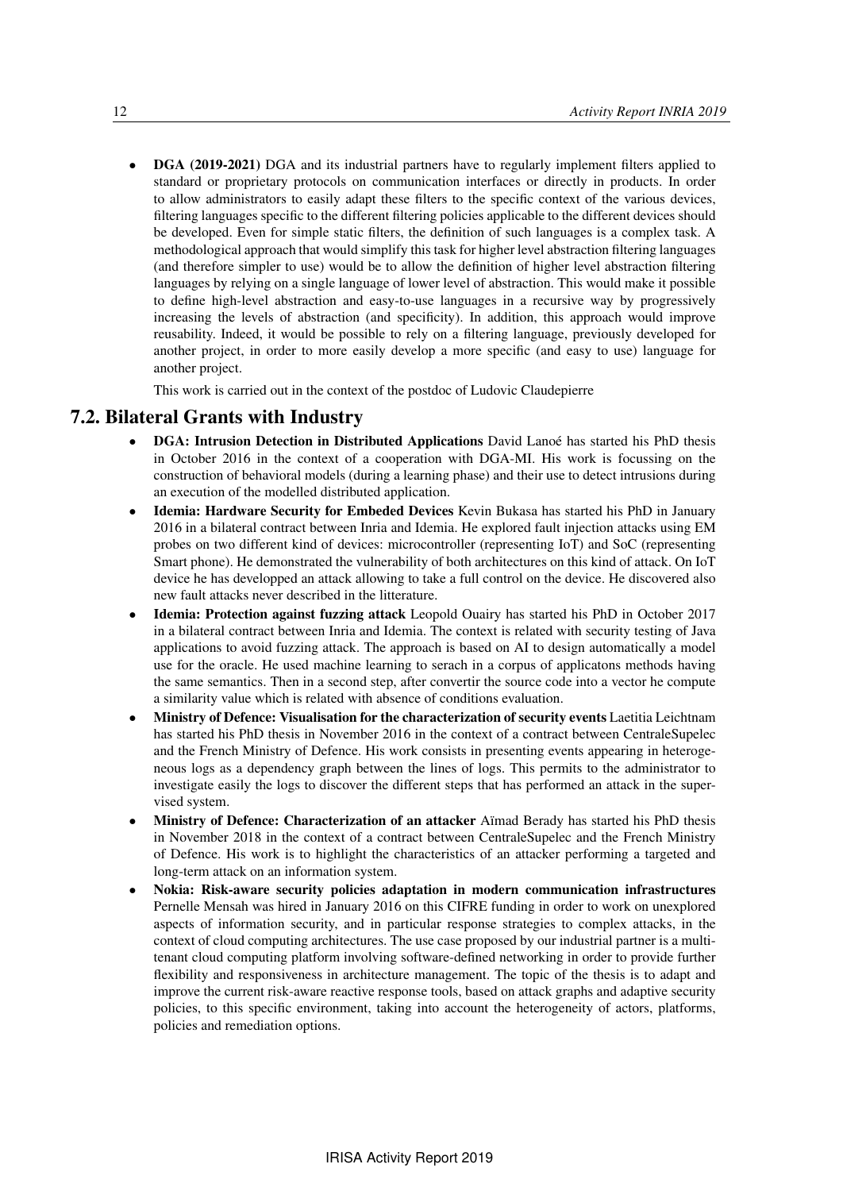- **DGA (2019-2021)** DGA and its industrial partners have to regularly implement filters applied to standard or proprietary protocols on communication interfaces or directly in products. In order to allow administrators to easily adapt these filters to the specific context of the various devices, filtering languages specific to the different filtering policies applicable to the different devices should be developed. Even for simple static filters, the definition of such languages is a complex task. A methodological approach that would simplify this task for higher level abstraction filtering languages (and therefore simpler to use) would be to allow the definition of higher level abstraction filtering languages by relying on a single language of lower level of abstraction. This would make it possible to define high-level abstraction and easy-to-use languages in a recursive way by progressively increasing the levels of abstraction (and specificity). In addition, this approach would improve reusability. Indeed, it would be possible to rely on a filtering language, previously developed for another project, in order to more easily develop a more specific (and easy to use) language for another project.

  This work is carried out in the context of the postdoc of Ludovic Claudepierre

## 7.2. Bilateral Grants with Industry

- **DGA: Intrusion Detection in Distributed Applications** David Lanoé has started his PhD thesis in October 2016 in the context of a cooperation with DGA-MI. His work is focussing on the construction of behavioral models (during a learning phase) and their use to detect intrusions during an execution of the modelled distributed application.
- **Idemia: Hardware Security for Embeded Devices** Kevin Bukasa has started his PhD in January 2016 in a bilateral contract between Inria and Idemia. He explored fault injection attacks using EM probes on two different kind of devices: microcontroller (representing IoT) and SoC (representing Smart phone). He demonstrated the vulnerability of both architectures on this kind of attack. On IoT device he has developped an attack allowing to take a full control on the device. He discovered also new fault attacks never described in the litterature.
- **Idemia: Protection against fuzzing attack** Leopold Ouairy has started his PhD in October 2017 in a bilateral contract between Inria and Idemia. The context is related with security testing of Java applications to avoid fuzzing attack. The approach is based on AI to design automatically a model use for the oracle. He used machine learning to serach in a corpus of applicatons methods having the same semantics. Then in a second step, after convertir the source code into a vector he compute a similarity value which is related with absence of conditions evaluation.
- **Ministry of Defence: Visualisation for the characterization of security events** Laetitia Leichtnam has started his PhD thesis in November 2016 in the context of a contract between CentraleSupelec and the French Ministry of Defence. His work consists in presenting events appearing in heterogeneous logs as a dependency graph between the lines of logs. This permits to the administrator to investigate easily the logs to discover the different steps that has performed an attack in the supervised system.
- **Ministry of Defence: Characterization of an attacker** Aïmad Berady has started his PhD thesis in November 2018 in the context of a contract between CentraleSupelec and the French Ministry of Defence. His work is to highlight the characteristics of an attacker performing a targeted and long-term attack on an information system.
- **Nokia: Risk-aware security policies adaptation in modern communication infrastructures** Pernelle Mensah was hired in January 2016 on this CIFRE funding in order to work on unexplored aspects of information security, and in particular response strategies to complex attacks, in the context of cloud computing architectures. The use case proposed by our industrial partner is a multi-tenant cloud computing platform involving software-defined networking in order to provide further flexibility and responsiveness in architecture management. The topic of the thesis is to adapt and improve the current risk-aware reactive response tools, based on attack graphs and adaptive security policies, to this specific environment, taking into account the heterogeneity of actors, platforms, policies and remediation options.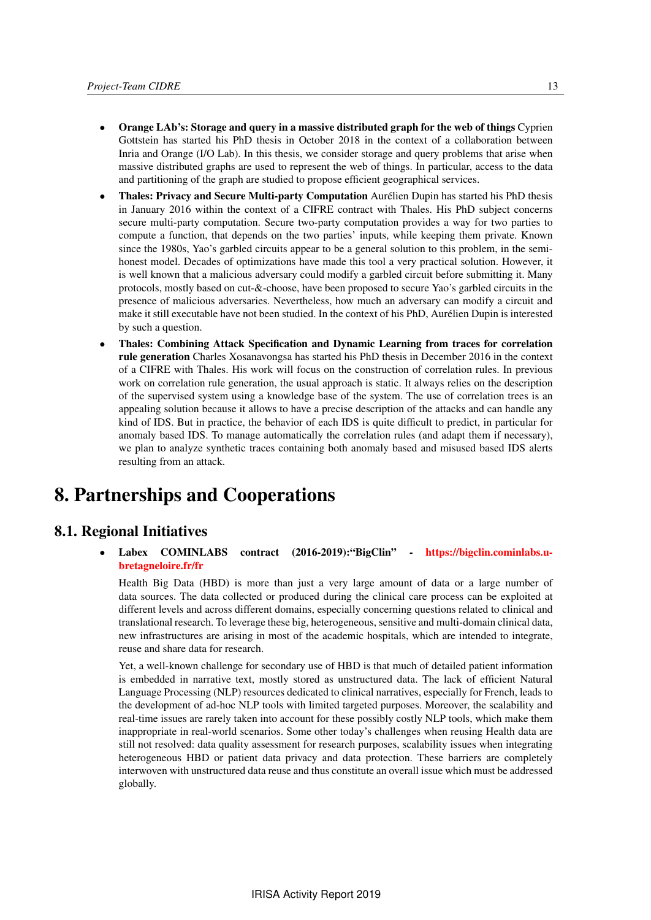- **Orange LAb's: Storage and query in a massive distributed graph for the web of things** Cyprien Gottstein has started his PhD thesis in October 2018 in the context of a collaboration between Inria and Orange (I/O Lab). In this thesis, we consider storage and query problems that arise when massive distributed graphs are used to represent the web of things. In particular, access to the data and partitioning of the graph are studied to propose efficient geographical services.
- **Thales: Privacy and Secure Multi-party Computation** Aurélien Dupin has started his PhD thesis in January 2016 within the context of a CIFRE contract with Thales. His PhD subject concerns secure multi-party computation. Secure two-party computation provides a way for two parties to compute a function, that depends on the two parties' inputs, while keeping them private. Known since the 1980s, Yao's garbled circuits appear to be a general solution to this problem, in the semi-honest model. Decades of optimizations have made this tool a very practical solution. However, it is well known that a malicious adversary could modify a garbled circuit before submitting it. Many protocols, mostly based on cut-&-choose, have been proposed to secure Yao's garbled circuits in the presence of malicious adversaries. Nevertheless, how much an adversary can modify a circuit and make it still executable have not been studied. In the context of his PhD, Aurélien Dupin is interested by such a question.
- **Thales: Combining Attack Specification and Dynamic Learning from traces for correlation rule generation** Charles Xosanavongsa has started his PhD thesis in December 2016 in the context of a CIFRE with Thales. His work will focus on the construction of correlation rules. In previous work on correlation rule generation, the usual approach is static. It always relies on the description of the supervised system using a knowledge base of the system. The use of correlation trees is an appealing solution because it allows to have a precise description of the attacks and can handle any kind of IDS. But in practice, the behavior of each IDS is quite difficult to predict, in particular for anomaly based IDS. To manage automatically the correlation rules (and adapt them if necessary), we plan to analyze synthetic traces containing both anomaly based and misused based IDS alerts resulting from an attack.

# 8. Partnerships and Cooperations

## 8.1. Regional Initiatives

- **Labex COMINLABS contract (2016-2019):"BigClin" - https://bigclin.cominlabs.u-bretagneloire.fr/fr**

  Health Big Data (HBD) is more than just a very large amount of data or a large number of data sources. The data collected or produced during the clinical care process can be exploited at different levels and across different domains, especially concerning questions related to clinical and translational research. To leverage these big, heterogeneous, sensitive and multi-domain clinical data, new infrastructures are arising in most of the academic hospitals, which are intended to integrate, reuse and share data for research.

  Yet, a well-known challenge for secondary use of HBD is that much of detailed patient information is embedded in narrative text, mostly stored as unstructured data. The lack of efficient Natural Language Processing (NLP) resources dedicated to clinical narratives, especially for French, leads to the development of ad-hoc NLP tools with limited targeted purposes. Moreover, the scalability and real-time issues are rarely taken into account for these possibly costly NLP tools, which make them inappropriate in real-world scenarios. Some other today's challenges when reusing Health data are still not resolved: data quality assessment for research purposes, scalability issues when integrating heterogeneous HBD or patient data privacy and data protection. These barriers are completely interwoven with unstructured data reuse and thus constitute an overall issue which must be addressed globally.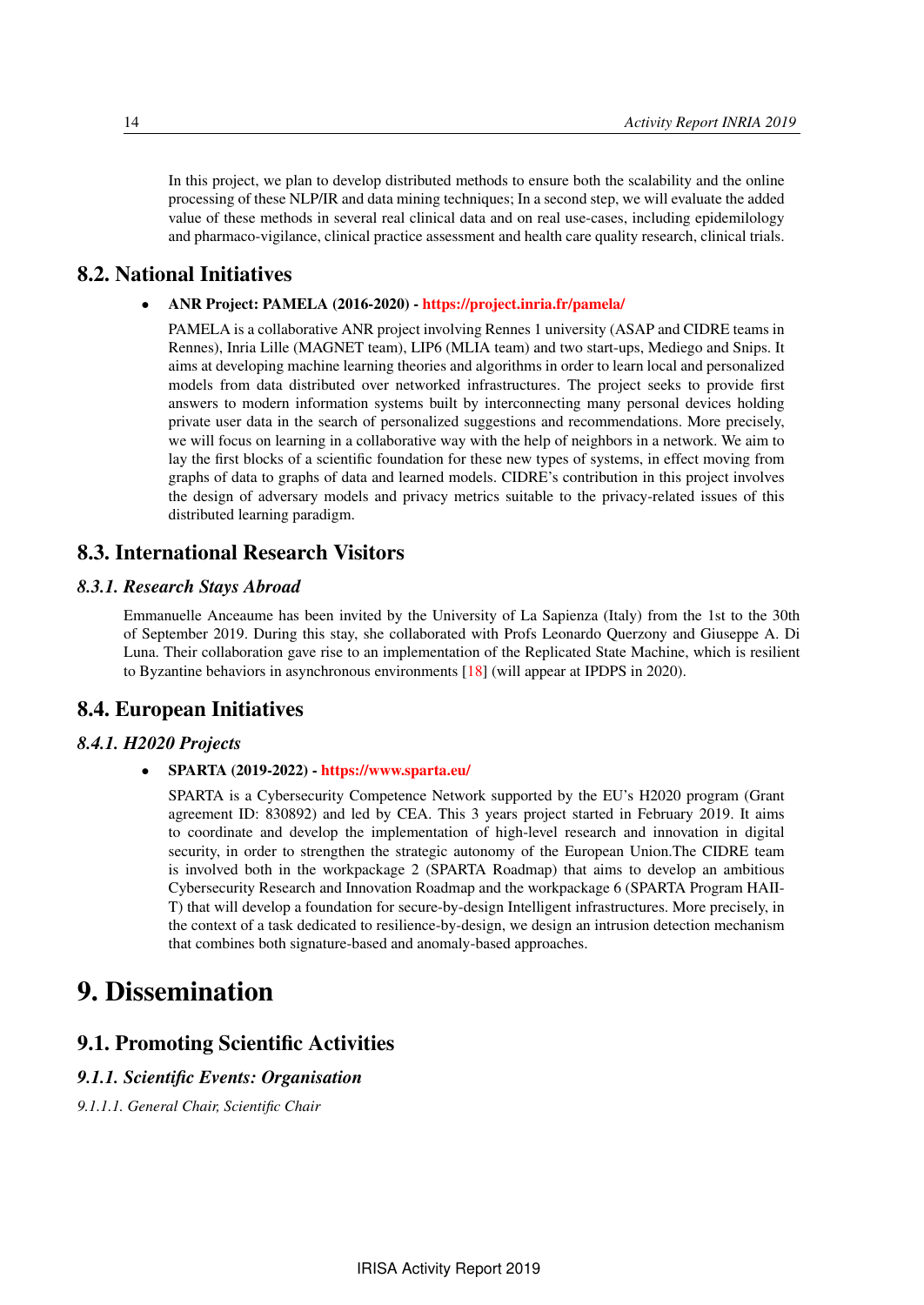In this project, we plan to develop distributed methods to ensure both the scalability and the online processing of these NLP/IR and data mining techniques; In a second step, we will evaluate the added value of these methods in several real clinical data and on real use-cases, including epidemilology and pharmaco-vigilance, clinical practice assessment and health care quality research, clinical trials.

## 8.2. National Initiatives

- **ANR Project: PAMELA (2016-2020) - https://project.inria.fr/pamela/**

  PAMELA is a collaborative ANR project involving Rennes 1 university (ASAP and CIDRE teams in Rennes), Inria Lille (MAGNET team), LIP6 (MLIA team) and two start-ups, Mediego and Snips. It aims at developing machine learning theories and algorithms in order to learn local and personalized models from data distributed over networked infrastructures. The project seeks to provide first answers to modern information systems built by interconnecting many personal devices holding private user data in the search of personalized suggestions and recommendations. More precisely, we will focus on learning in a collaborative way with the help of neighbors in a network. We aim to lay the first blocks of a scientific foundation for these new types of systems, in effect moving from graphs of data to graphs of data and learned models. CIDRE's contribution in this project involves the design of adversary models and privacy metrics suitable to the privacy-related issues of this distributed learning paradigm.

## 8.3. International Research Visitors

### *8.3.1. Research Stays Abroad*

Emmanuelle Anceaume has been invited by the University of La Sapienza (Italy) from the 1st to the 30th of September 2019. During this stay, she collaborated with Profs Leonardo Querzony and Giuseppe A. Di Luna. Their collaboration gave rise to an implementation of the Replicated State Machine, which is resilient to Byzantine behaviors in asynchronous environments [18] (will appear at IPDPS in 2020).

## 8.4. European Initiatives

### *8.4.1. H2020 Projects*

- **SPARTA (2019-2022) - https://www.sparta.eu/**

  SPARTA is a Cybersecurity Competence Network supported by the EU's H2020 program (Grant agreement ID: 830892) and led by CEA. This 3 years project started in February 2019. It aims to coordinate and develop the implementation of high-level research and innovation in digital security, in order to strengthen the strategic autonomy of the European Union.The CIDRE team is involved both in the workpackage 2 (SPARTA Roadmap) that aims to develop an ambitious Cybersecurity Research and Innovation Roadmap and the workpackage 6 (SPARTA Program HAII-T) that will develop a foundation for secure-by-design Intelligent infrastructures. More precisely, in the context of a task dedicated to resilience-by-design, we design an intrusion detection mechanism that combines both signature-based and anomaly-based approaches.

# 9. Dissemination

## 9.1. Promoting Scientific Activities

### *9.1.1. Scientific Events: Organisation*

#### *9.1.1.1. General Chair, Scientific Chair*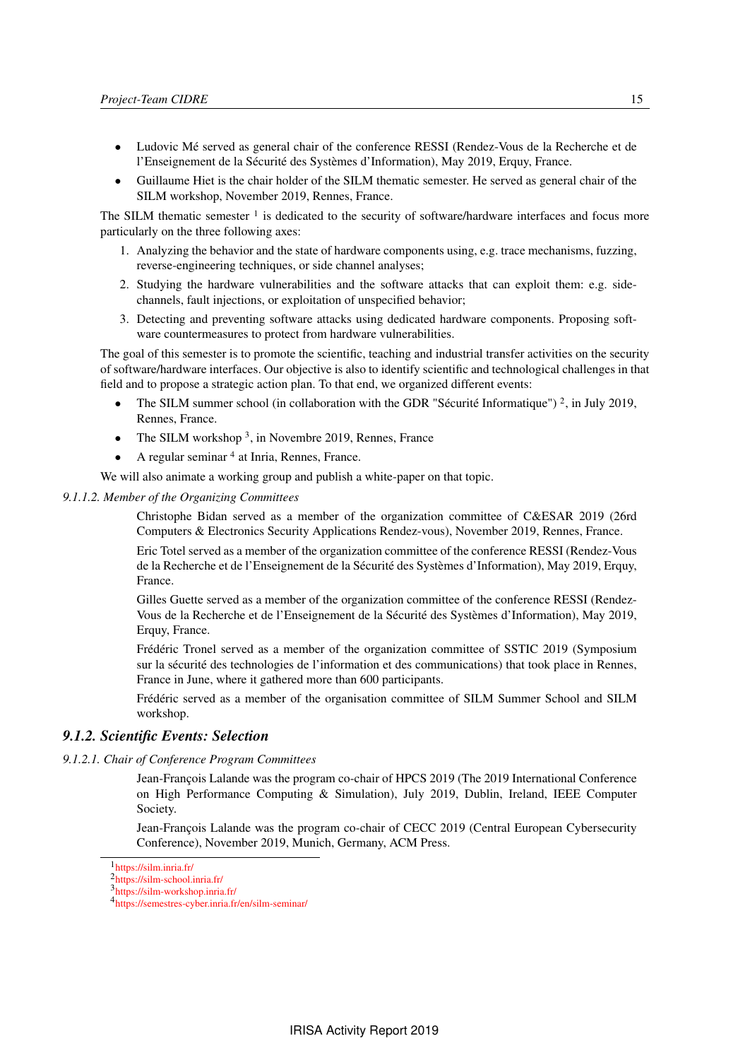- Ludovic Mé served as general chair of the conference RESSI (Rendez-Vous de la Recherche et de l'Enseignement de la Sécurité des Systèmes d'Information), May 2019, Erquy, France.
- Guillaume Hiet is the chair holder of the SILM thematic semester. He served as general chair of the SILM workshop, November 2019, Rennes, France.

The SILM thematic semester [1] is dedicated to the security of software/hardware interfaces and focus more particularly on the three following axes:

1. Analyzing the behavior and the state of hardware components using, e.g. trace mechanisms, fuzzing, reverse-engineering techniques, or side channel analyses;
2. Studying the hardware vulnerabilities and the software attacks that can exploit them: e.g. side-channels, fault injections, or exploitation of unspecified behavior;
3. Detecting and preventing software attacks using dedicated hardware components. Proposing software countermeasures to protect from hardware vulnerabilities.

The goal of this semester is to promote the scientific, teaching and industrial transfer activities on the security of software/hardware interfaces. Our objective is also to identify scientific and technological challenges in that field and to propose a strategic action plan. To that end, we organized different events:

- The SILM summer school (in collaboration with the GDR "Sécurité Informatique") [2], in July 2019, Rennes, France.
- The SILM workshop [3], in Novembre 2019, Rennes, France
- A regular seminar [4] at Inria, Rennes, France.

We will also animate a working group and publish a white-paper on that topic.

*9.1.1.2. Member of the Organizing Committees*

Christophe Bidan served as a member of the organization committee of C&ESAR 2019 (26rd Computers & Electronics Security Applications Rendez-vous), November 2019, Rennes, France.

Eric Totel served as a member of the organization committee of the conference RESSI (Rendez-Vous de la Recherche et de l'Enseignement de la Sécurité des Systèmes d'Information), May 2019, Erquy, France.

Gilles Guette served as a member of the organization committee of the conference RESSI (Rendez-Vous de la Recherche et de l'Enseignement de la Sécurité des Systèmes d'Information), May 2019, Erquy, France.

Frédéric Tronel served as a member of the organization committee of SSTIC 2019 (Symposium sur la sécurité des technologies de l'information et des communications) that took place in Rennes, France in June, where it gathered more than 600 participants.

Frédéric served as a member of the organisation committee of SILM Summer School and SILM workshop.

### *9.1.2. Scientific Events: Selection*

*9.1.2.1. Chair of Conference Program Committees*

Jean-François Lalande was the program co-chair of HPCS 2019 (The 2019 International Conference on High Performance Computing & Simulation), July 2019, Dublin, Ireland, IEEE Computer Society.

Jean-François Lalande was the program co-chair of CECC 2019 (Central European Cybersecurity Conference), November 2019, Munich, Germany, ACM Press.

---

[1] https://silm.inria.fr/
[2] https://silm-school.inria.fr/
[3] https://silm-workshop.inria.fr/
[4] https://semestres-cyber.inria.fr/en/silm-seminar/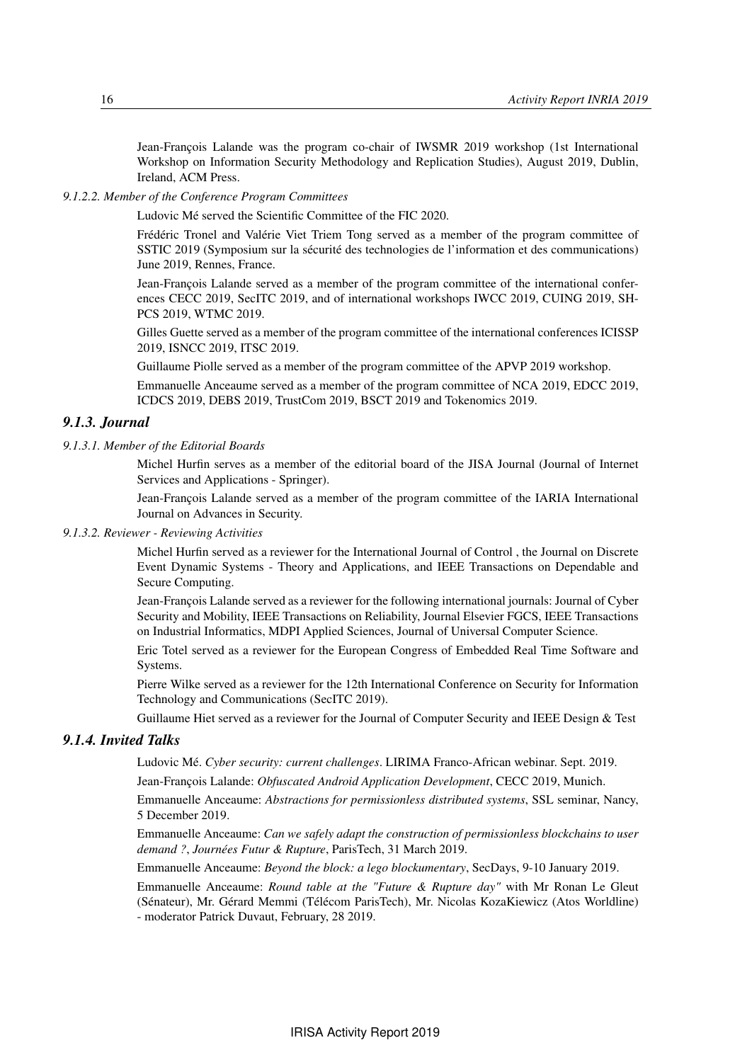Jean-François Lalande was the program co-chair of IWSMR 2019 workshop (1st International Workshop on Information Security Methodology and Replication Studies), August 2019, Dublin, Ireland, ACM Press.

##### *9.1.2.2. Member of the Conference Program Committees*

Ludovic Mé served the Scientific Committee of the FIC 2020.

Frédéric Tronel and Valérie Viet Triem Tong served as a member of the program committee of SSTIC 2019 (Symposium sur la sécurité des technologies de l'information et des communications) June 2019, Rennes, France.

Jean-François Lalande served as a member of the program committee of the international conferences CECC 2019, SecITC 2019, and of international workshops IWCC 2019, CUING 2019, SHPCS 2019, WTMC 2019.

Gilles Guette served as a member of the program committee of the international conferences ICISSP 2019, ISNCC 2019, ITSC 2019.

Guillaume Piolle served as a member of the program committee of the APVP 2019 workshop.

Emmanuelle Anceaume served as a member of the program committee of NCA 2019, EDCC 2019, ICDCS 2019, DEBS 2019, TrustCom 2019, BSCT 2019 and Tokenomics 2019.

### *9.1.3. Journal*

##### *9.1.3.1. Member of the Editorial Boards*

Michel Hurfin serves as a member of the editorial board of the JISA Journal (Journal of Internet Services and Applications - Springer).

Jean-François Lalande served as a member of the program committee of the IARIA International Journal on Advances in Security.

##### *9.1.3.2. Reviewer - Reviewing Activities*

Michel Hurfin served as a reviewer for the International Journal of Control , the Journal on Discrete Event Dynamic Systems - Theory and Applications, and IEEE Transactions on Dependable and Secure Computing.

Jean-François Lalande served as a reviewer for the following international journals: Journal of Cyber Security and Mobility, IEEE Transactions on Reliability, Journal Elsevier FGCS, IEEE Transactions on Industrial Informatics, MDPI Applied Sciences, Journal of Universal Computer Science.

Eric Totel served as a reviewer for the European Congress of Embedded Real Time Software and Systems.

Pierre Wilke served as a reviewer for the 12th International Conference on Security for Information Technology and Communications (SecITC 2019).

Guillaume Hiet served as a reviewer for the Journal of Computer Security and IEEE Design & Test

### *9.1.4. Invited Talks*

Ludovic Mé. *Cyber security: current challenges*. LIRIMA Franco-African webinar. Sept. 2019.

Jean-François Lalande: *Obfuscated Android Application Development*, CECC 2019, Munich.

Emmanuelle Anceaume: *Abstractions for permissionless distributed systems*, SSL seminar, Nancy, 5 December 2019.

Emmanuelle Anceaume: *Can we safely adapt the construction of permissionless blockchains to user demand ?*, *Journées Futur & Rupture*, ParisTech, 31 March 2019.

Emmanuelle Anceaume: *Beyond the block: a lego blockumentary*, SecDays, 9-10 January 2019.

Emmanuelle Anceaume: *Round table at the "Future & Rupture day"* with Mr Ronan Le Gleut (Sénateur), Mr. Gérard Memmi (Télécom ParisTech), Mr. Nicolas KozaKiewicz (Atos Worldline) - moderator Patrick Duvaut, February, 28 2019.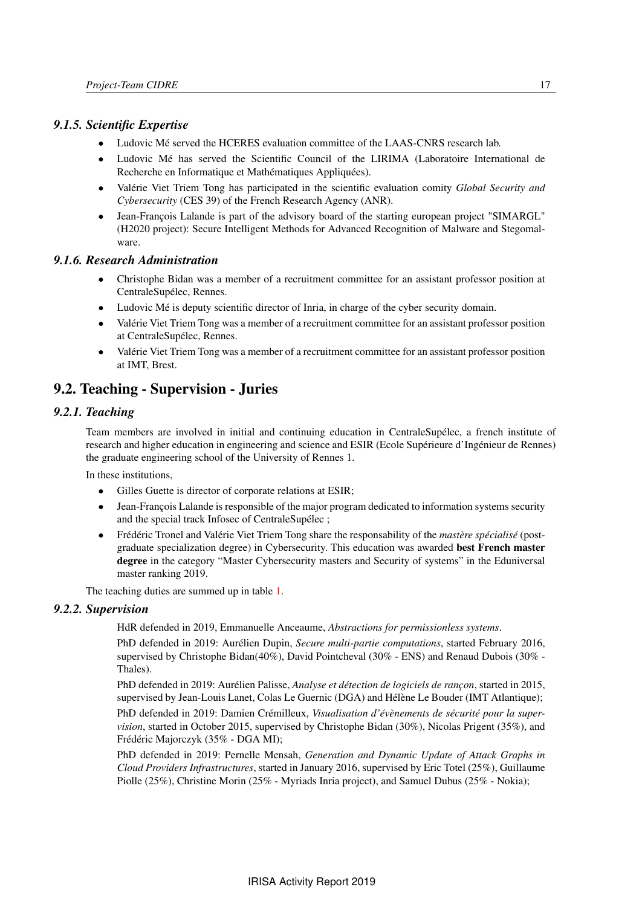### 9.1.5. Scientific Expertise

- Ludovic Mé served the HCERES evaluation committee of the LAAS-CNRS research lab.
- Ludovic Mé has served the Scientific Council of the LIRIMA (Laboratoire International de Recherche en Informatique et Mathématiques Appliquées).
- Valérie Viet Triem Tong has participated in the scientific evaluation comity *Global Security and Cybersecurity* (CES 39) of the French Research Agency (ANR).
- Jean-François Lalande is part of the advisory board of the starting european project "SIMARGL" (H2020 project): Secure Intelligent Methods for Advanced Recognition of Malware and Stegomalware.

### 9.1.6. Research Administration

- Christophe Bidan was a member of a recruitment committee for an assistant professor position at CentraleSupélec, Rennes.
- Ludovic Mé is deputy scientific director of Inria, in charge of the cyber security domain.
- Valérie Viet Triem Tong was a member of a recruitment committee for an assistant professor position at CentraleSupélec, Rennes.
- Valérie Viet Triem Tong was a member of a recruitment committee for an assistant professor position at IMT, Brest.

## 9.2. Teaching - Supervision - Juries

### 9.2.1. Teaching

Team members are involved in initial and continuing education in CentraleSupélec, a french institute of research and higher education in engineering and science and ESIR (Ecole Supérieure d'Ingénieur de Rennes) the graduate engineering school of the University of Rennes 1.

In these institutions,

- Gilles Guette is director of corporate relations at ESIR;
- Jean-François Lalande is responsible of the major program dedicated to information systems security and the special track Infosec of CentraleSupélec ;
- Frédéric Tronel and Valérie Viet Triem Tong share the responsability of the *mastère spécialisé* (post-graduate specialization degree) in Cybersecurity. This education was awarded **best French master degree** in the category "Master Cybersecurity masters and Security of systems" in the Eduniversal master ranking 2019.

The teaching duties are summed up in table 1.

### 9.2.2. Supervision

HdR defended in 2019, Emmanuelle Anceaume, *Abstractions for permissionless systems*.

PhD defended in 2019: Aurélien Dupin, *Secure multi-partie computations*, started February 2016, supervised by Christophe Bidan(40%), David Pointcheval (30% - ENS) and Renaud Dubois (30% - Thales).

PhD defended in 2019: Aurélien Palisse, *Analyse et détection de logiciels de rançon*, started in 2015, supervised by Jean-Louis Lanet, Colas Le Guernic (DGA) and Hélène Le Bouder (IMT Atlantique);

PhD defended in 2019: Damien Crémilleux, *Visualisation d'évènements de sécurité pour la supervision*, started in October 2015, supervised by Christophe Bidan (30%), Nicolas Prigent (35%), and Frédéric Majorczyk (35% - DGA MI);

PhD defended in 2019: Pernelle Mensah, *Generation and Dynamic Update of Attack Graphs in Cloud Providers Infrastructures*, started in January 2016, supervised by Eric Totel (25%), Guillaume Piolle (25%), Christine Morin (25% - Myriads Inria project), and Samuel Dubus (25% - Nokia);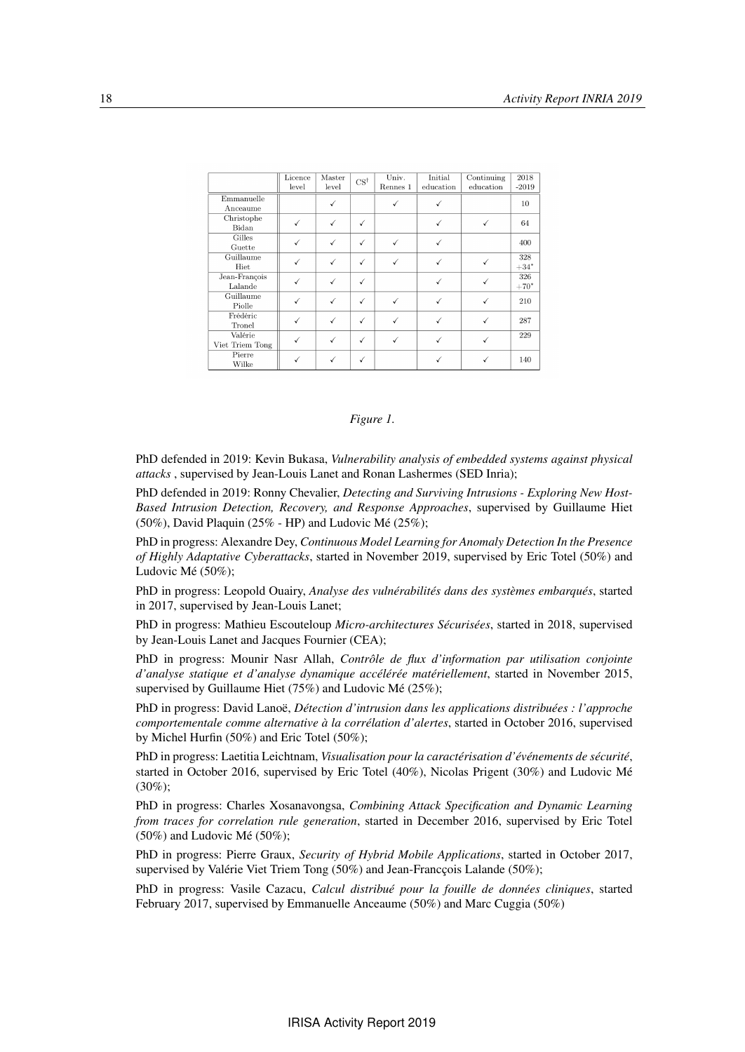| | Licence level | Master level | CS[†] | Univ. Rennes 1 | Initial education | Continuing education | 2018 -2019 |
|---|---|---|---|---|---|---|---|
| Emmanuelle Anceaume | | ✓ | | ✓ | ✓ | | 10 |
| Christophe Bidan | ✓ | ✓ | ✓ | | ✓ | ✓ | 64 |
| Gilles Guette | ✓ | ✓ | ✓ | ✓ | ✓ | | 400 |
| Guillaume Hiet | ✓ | ✓ | ✓ | ✓ | ✓ | ✓ | 328 +34* |
| Jean-François Lalande | ✓ | ✓ | ✓ | | ✓ | ✓ | 326 +70* |
| Guillaume Piolle | ✓ | ✓ | ✓ | ✓ | ✓ | ✓ | 210 |
| Frédéric Tronel | ✓ | ✓ | ✓ | ✓ | ✓ | ✓ | 287 |
| Valérie Viet Triem Tong | ✓ | ✓ | ✓ | ✓ | ✓ | ✓ | 229 |
| Pierre Wilke | ✓ | ✓ | ✓ | | ✓ | ✓ | 140 |

*Figure 1.*

PhD defended in 2019: Kevin Bukasa, *Vulnerability analysis of embedded systems against physical attacks* , supervised by Jean-Louis Lanet and Ronan Lashermes (SED Inria);

PhD defended in 2019: Ronny Chevalier, *Detecting and Surviving Intrusions - Exploring New Host-Based Intrusion Detection, Recovery, and Response Approaches*, supervised by Guillaume Hiet (50%), David Plaquin (25% - HP) and Ludovic Mé (25%);

PhD in progress: Alexandre Dey, *Continuous Model Learning for Anomaly Detection In the Presence of Highly Adaptative Cyberattacks*, started in November 2019, supervised by Eric Totel (50%) and Ludovic Mé (50%);

PhD in progress: Leopold Ouairy, *Analyse des vulnérabilités dans des systèmes embarqués*, started in 2017, supervised by Jean-Louis Lanet;

PhD in progress: Mathieu Escouteloup *Micro-architectures Sécurisées*, started in 2018, supervised by Jean-Louis Lanet and Jacques Fournier (CEA);

PhD in progress: Mounir Nasr Allah, *Contrôle de flux d'information par utilisation conjointe d'analyse statique et d'analyse dynamique accélérée matériellement*, started in November 2015, supervised by Guillaume Hiet (75%) and Ludovic Mé (25%);

PhD in progress: David Lanoë, *Détection d'intrusion dans les applications distribuées : l'approche comportementale comme alternative à la corrélation d'alertes*, started in October 2016, supervised by Michel Hurfin (50%) and Eric Totel (50%);

PhD in progress: Laetitia Leichtnam, *Visualisation pour la caractérisation d'événements de sécurité*, started in October 2016, supervised by Eric Totel (40%), Nicolas Prigent (30%) and Ludovic Mé (30%);

PhD in progress: Charles Xosanavongsa, *Combining Attack Specification and Dynamic Learning from traces for correlation rule generation*, started in December 2016, supervised by Eric Totel (50%) and Ludovic Mé (50%);

PhD in progress: Pierre Graux, *Security of Hybrid Mobile Applications*, started in October 2017, supervised by Valérie Viet Triem Tong (50%) and Jean-Francçois Lalande (50%);

PhD in progress: Vasile Cazacu, *Calcul distribué pour la fouille de données cliniques*, started February 2017, supervised by Emmanuelle Anceaume (50%) and Marc Cuggia (50%)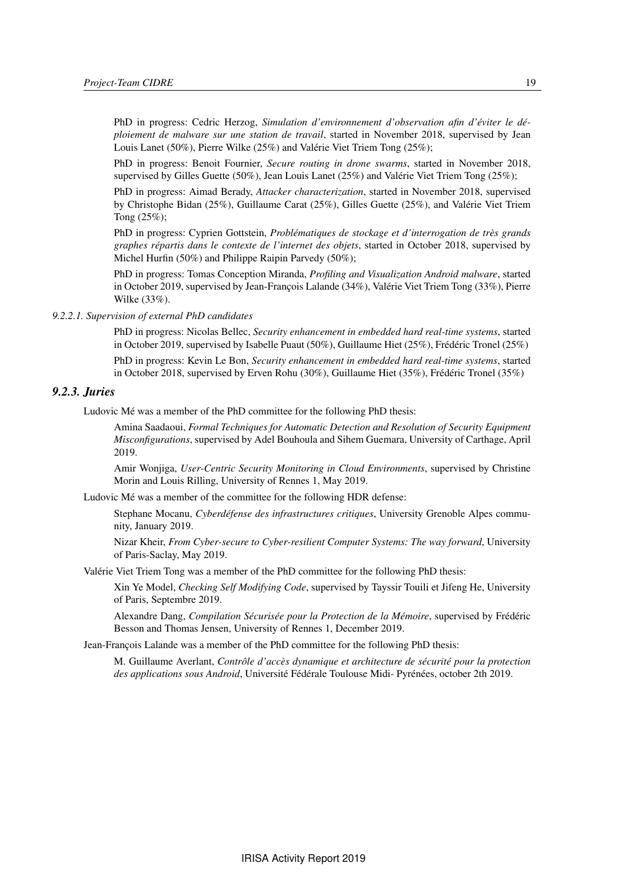PhD in progress: Cedric Herzog, *Simulation d'environnement d'observation afin d'éviter le déploiement de malware sur une station de travail*, started in November 2018, supervised by Jean Louis Lanet (50%), Pierre Wilke (25%) and Valérie Viet Triem Tong (25%);

PhD in progress: Benoit Fournier, *Secure routing in drone swarms*, started in November 2018, supervised by Gilles Guette (50%), Jean Louis Lanet (25%) and Valérie Viet Triem Tong (25%);

PhD in progress: Aimad Berady, *Attacker characterization*, started in November 2018, supervised by Christophe Bidan (25%), Guillaume Carat (25%), Gilles Guette (25%), and Valérie Viet Triem Tong (25%);

PhD in progress: Cyprien Gottstein, *Problématiques de stockage et d'interrogation de très grands graphes répartis dans le contexte de l'internet des objets*, started in October 2018, supervised by Michel Hurfin (50%) and Philippe Raipin Parvedy (50%);

PhD in progress: Tomas Conception Miranda, *Profiling and Visualization Android malware*, started in October 2019, supervised by Jean-François Lalande (34%), Valérie Viet Triem Tong (33%), Pierre Wilke (33%).

*9.2.2.1. Supervision of external PhD candidates*

PhD in progress: Nicolas Bellec, *Security enhancement in embedded hard real-time systems*, started in October 2019, supervised by Isabelle Puaut (50%), Guillaume Hiet (25%), Frédéric Tronel (25%)

PhD in progress: Kevin Le Bon, *Security enhancement in embedded hard real-time systems*, started in October 2018, supervised by Erven Rohu (30%), Guillaume Hiet (35%), Frédéric Tronel (35%)

### *9.2.3. Juries*

Ludovic Mé was a member of the PhD committee for the following PhD thesis:

Amina Saadaoui, *Formal Techniques for Automatic Detection and Resolution of Security Equipment Misconfigurations*, supervised by Adel Bouhoula and Sihem Guemara, University of Carthage, April 2019.

Amir Wonjiga, *User-Centric Security Monitoring in Cloud Environments*, supervised by Christine Morin and Louis Rilling, University of Rennes 1, May 2019.

Ludovic Mé was a member of the committee for the following HDR defense:

Stephane Mocanu, *Cyberdéfense des infrastructures critiques*, University Grenoble Alpes community, January 2019.

Nizar Kheir, *From Cyber-secure to Cyber-resilient Computer Systems: The way forward*, University of Paris-Saclay, May 2019.

Valérie Viet Triem Tong was a member of the PhD committee for the following PhD thesis:

Xin Ye Model, *Checking Self Modifying Code*, supervised by Tayssir Touili et Jifeng He, University of Paris, Septembre 2019.

Alexandre Dang, *Compilation Sécurisée pour la Protection de la Mémoire*, supervised by Frédéric Besson and Thomas Jensen, University of Rennes 1, December 2019.

Jean-François Lalande was a member of the PhD committee for the following PhD thesis:

M. Guillaume Averlant, *Contrôle d'accès dynamique et architecture de sécurité pour la protection des applications sous Android*, Université Fédérale Toulouse Midi- Pyrénées, october 2th 2019.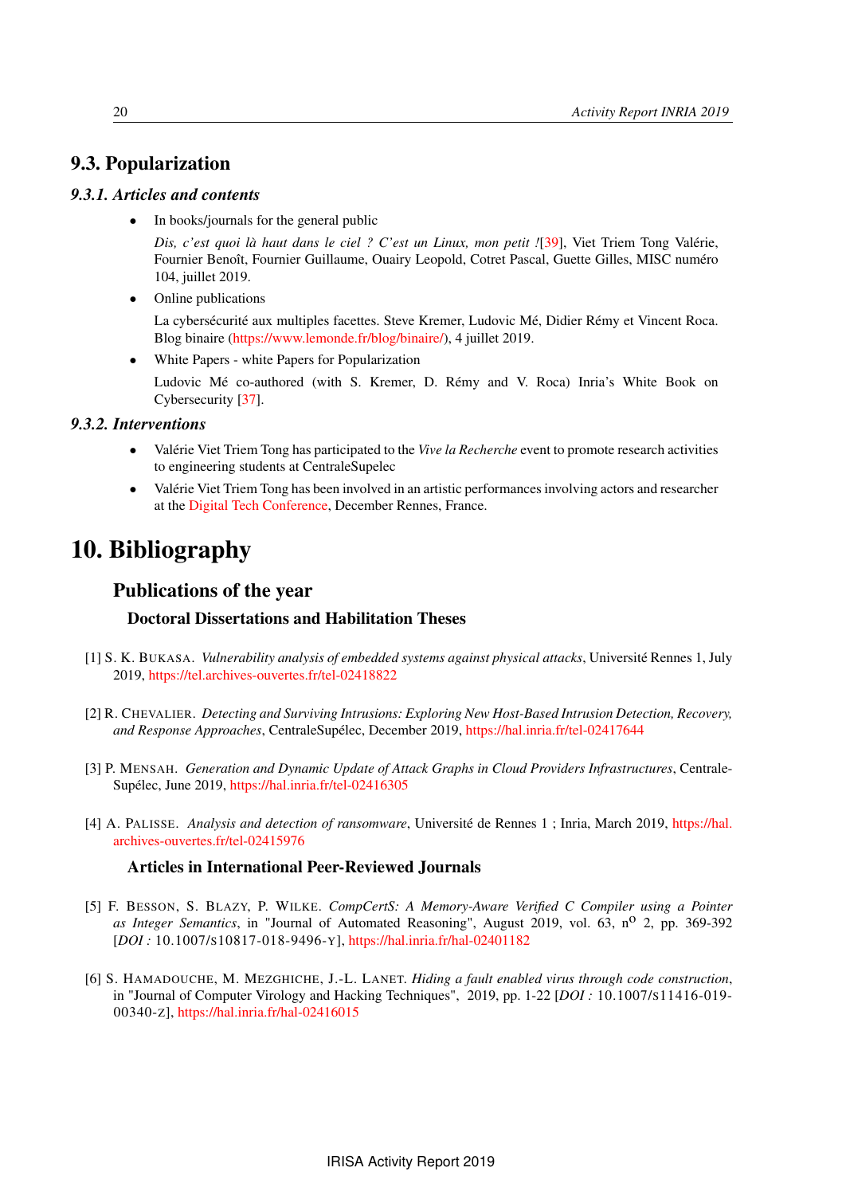## 9.3. Popularization

### 9.3.1. Articles and contents

- In books/journals for the general public

  *Dis, c'est quoi là haut dans le ciel ? C'est un Linux, mon petit !*[39], Viet Triem Tong Valérie, Fournier Benoît, Fournier Guillaume, Ouairy Leopold, Cotret Pascal, Guette Gilles, MISC numéro 104, juillet 2019.

- Online publications

  La cybersécurité aux multiples facettes. Steve Kremer, Ludovic Mé, Didier Rémy et Vincent Roca. Blog binaire (https://www.lemonde.fr/blog/binaire/), 4 juillet 2019.

- White Papers - white Papers for Popularization

  Ludovic Mé co-authored (with S. Kremer, D. Rémy and V. Roca) Inria's White Book on Cybersecurity [37].

### 9.3.2. Interventions

- Valérie Viet Triem Tong has participated to the *Vive la Recherche* event to promote research activities to engineering students at CentraleSupelec
- Valérie Viet Triem Tong has been involved in an artistic performances involving actors and researcher at the Digital Tech Conference, December Rennes, France.

# 10. Bibliography

## Publications of the year

### Doctoral Dissertations and Habilitation Theses

[1] S. K. Bukasa. *Vulnerability analysis of embedded systems against physical attacks*, Université Rennes 1, July 2019, https://tel.archives-ouvertes.fr/tel-02418822

[2] R. Chevalier. *Detecting and Surviving Intrusions: Exploring New Host-Based Intrusion Detection, Recovery, and Response Approaches*, CentraleSupélec, December 2019, https://hal.inria.fr/tel-02417644

[3] P. Mensah. *Generation and Dynamic Update of Attack Graphs in Cloud Providers Infrastructures*, CentraleSupélec, June 2019, https://hal.inria.fr/tel-02416305

[4] A. Palisse. *Analysis and detection of ransomware*, Université de Rennes 1 ; Inria, March 2019, https://hal.archives-ouvertes.fr/tel-02415976

### Articles in International Peer-Reviewed Journals

[5] F. Besson, S. Blazy, P. Wilke. *CompCertS: A Memory-Aware Verified C Compiler using a Pointer as Integer Semantics*, in "Journal of Automated Reasoning", August 2019, vol. 63, n$^{o}$ 2, pp. 369-392 [*DOI :* 10.1007/s10817-018-9496-y], https://hal.inria.fr/hal-02401182

[6] S. Hamadouche, M. Mezghiche, J.-L. Lanet. *Hiding a fault enabled virus through code construction*, in "Journal of Computer Virology and Hacking Techniques", 2019, pp. 1-22 [*DOI :* 10.1007/s11416-019-00340-z], https://hal.inria.fr/hal-02416015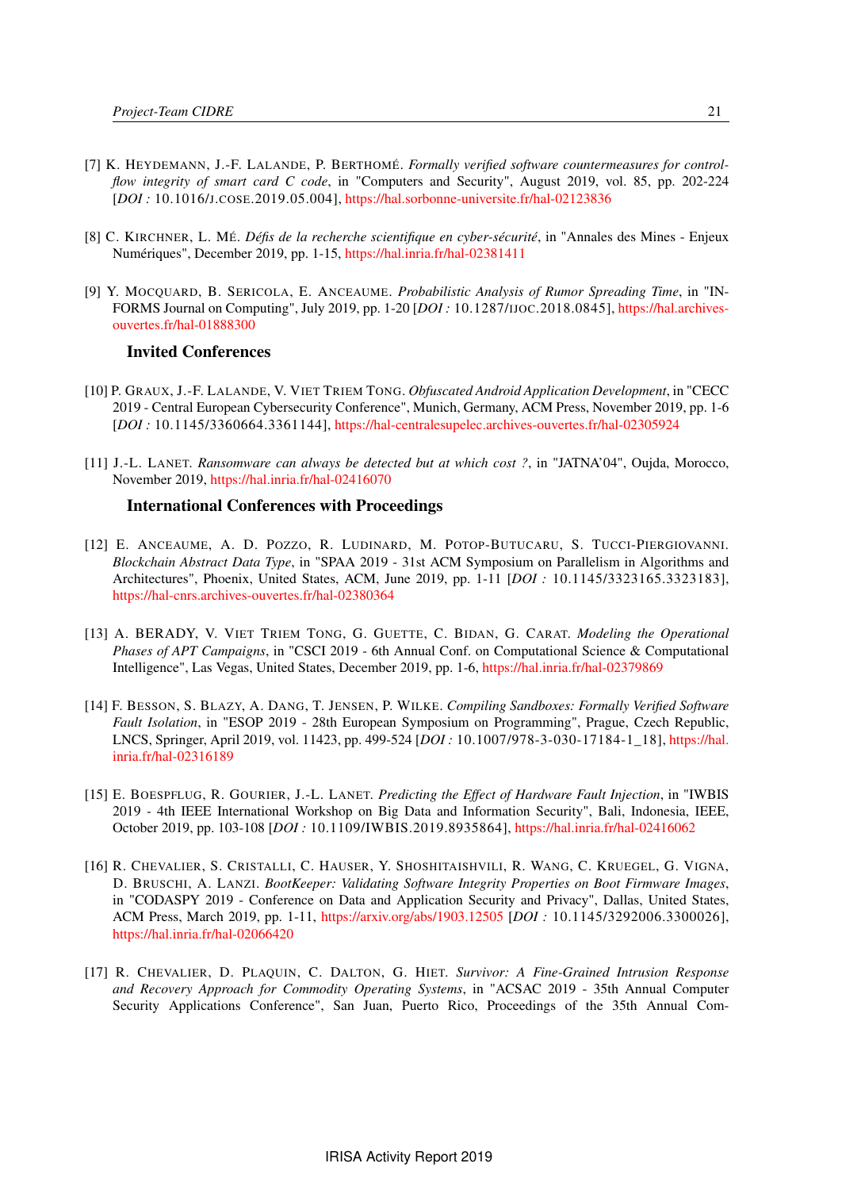[7] K. HEYDEMANN, J.-F. LALANDE, P. BERTHOMÉ. *Formally verified software countermeasures for control-flow integrity of smart card C code*, in "Computers and Security", August 2019, vol. 85, pp. 202-224 [*DOI :* 10.1016/J.COSE.2019.05.004], https://hal.sorbonne-universite.fr/hal-02123836

[8] C. KIRCHNER, L. MÉ. *Défis de la recherche scientifique en cyber-sécurité*, in "Annales des Mines - Enjeux Numériques", December 2019, pp. 1-15, https://hal.inria.fr/hal-02381411

[9] Y. MOCQUARD, B. SERICOLA, E. ANCEAUME. *Probabilistic Analysis of Rumor Spreading Time*, in "INFORMS Journal on Computing", July 2019, pp. 1-20 [*DOI :* 10.1287/IJOC.2018.0845], https://hal.archives-ouvertes.fr/hal-01888300

### Invited Conferences

[10] P. GRAUX, J.-F. LALANDE, V. VIET TRIEM TONG. *Obfuscated Android Application Development*, in "CECC 2019 - Central European Cybersecurity Conference", Munich, Germany, ACM Press, November 2019, pp. 1-6 [*DOI :* 10.1145/3360664.3361144], https://hal-centralesupelec.archives-ouvertes.fr/hal-02305924

[11] J.-L. LANET. *Ransomware can always be detected but at which cost ?*, in "JATNA'04", Oujda, Morocco, November 2019, https://hal.inria.fr/hal-02416070

### International Conferences with Proceedings

[12] E. ANCEAUME, A. D. POZZO, R. LUDINARD, M. POTOP-BUTUCARU, S. TUCCI-PIERGIOVANNI. *Blockchain Abstract Data Type*, in "SPAA 2019 - 31st ACM Symposium on Parallelism in Algorithms and Architectures", Phoenix, United States, ACM, June 2019, pp. 1-11 [*DOI :* 10.1145/3323165.3323183], https://hal-cnrs.archives-ouvertes.fr/hal-02380364

[13] A. BERADY, V. VIET TRIEM TONG, G. GUETTE, C. BIDAN, G. CARAT. *Modeling the Operational Phases of APT Campaigns*, in "CSCI 2019 - 6th Annual Conf. on Computational Science & Computational Intelligence", Las Vegas, United States, December 2019, pp. 1-6, https://hal.inria.fr/hal-02379869

[14] F. BESSON, S. BLAZY, A. DANG, T. JENSEN, P. WILKE. *Compiling Sandboxes: Formally Verified Software Fault Isolation*, in "ESOP 2019 - 28th European Symposium on Programming", Prague, Czech Republic, LNCS, Springer, April 2019, vol. 11423, pp. 499-524 [*DOI :* 10.1007/978-3-030-17184-1_18], https://hal.inria.fr/hal-02316189

[15] E. BOESPFLUG, R. GOURIER, J.-L. LANET. *Predicting the Effect of Hardware Fault Injection*, in "IWBIS 2019 - 4th IEEE International Workshop on Big Data and Information Security", Bali, Indonesia, IEEE, October 2019, pp. 103-108 [*DOI :* 10.1109/IWBIS.2019.8935864], https://hal.inria.fr/hal-02416062

[16] R. CHEVALIER, S. CRISTALLI, C. HAUSER, Y. SHOSHITAISHVILI, R. WANG, C. KRUEGEL, G. VIGNA, D. BRUSCHI, A. LANZI. *BootKeeper: Validating Software Integrity Properties on Boot Firmware Images*, in "CODASPY 2019 - Conference on Data and Application Security and Privacy", Dallas, United States, ACM Press, March 2019, pp. 1-11, https://arxiv.org/abs/1903.12505 [*DOI :* 10.1145/3292006.3300026], https://hal.inria.fr/hal-02066420

[17] R. CHEVALIER, D. PLAQUIN, C. DALTON, G. HIET. *Survivor: A Fine-Grained Intrusion Response and Recovery Approach for Commodity Operating Systems*, in "ACSAC 2019 - 35th Annual Computer Security Applications Conference", San Juan, Puerto Rico, Proceedings of the 35th Annual Com-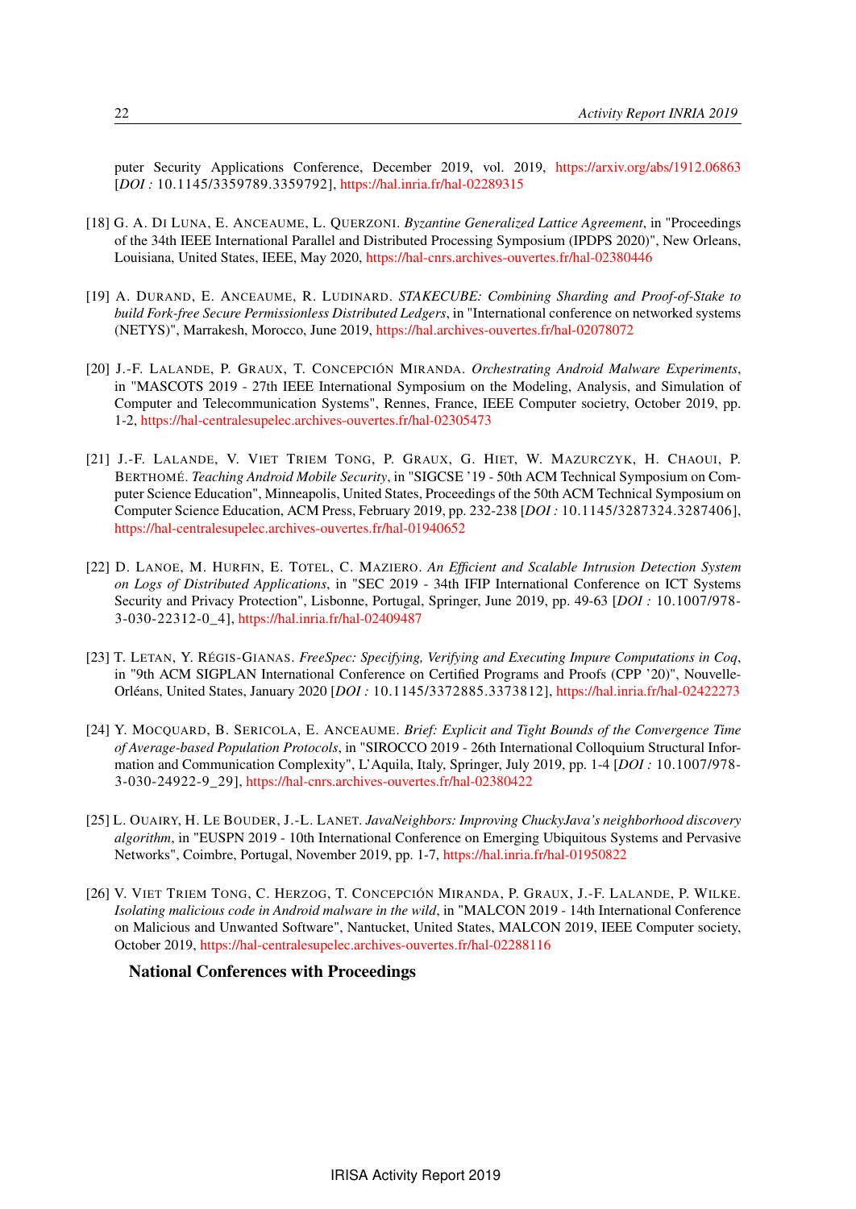puter Security Applications Conference, December 2019, vol. 2019, https://arxiv.org/abs/1912.06863 [*DOI :* 10.1145/3359789.3359792], https://hal.inria.fr/hal-02289315

[18] G. A. Di Luna, E. Anceaume, L. Querzoni. *Byzantine Generalized Lattice Agreement*, in "Proceedings of the 34th IEEE International Parallel and Distributed Processing Symposium (IPDPS 2020)", New Orleans, Louisiana, United States, IEEE, May 2020, https://hal-cnrs.archives-ouvertes.fr/hal-02380446

[19] A. Durand, E. Anceaume, R. Ludinard. *STAKECUBE: Combining Sharding and Proof-of-Stake to build Fork-free Secure Permissionless Distributed Ledgers*, in "International conference on networked systems (NETYS)", Marrakesh, Morocco, June 2019, https://hal.archives-ouvertes.fr/hal-02078072

[20] J.-F. Lalande, P. Graux, T. Concepción Miranda. *Orchestrating Android Malware Experiments*, in "MASCOTS 2019 - 27th IEEE International Symposium on the Modeling, Analysis, and Simulation of Computer and Telecommunication Systems", Rennes, France, IEEE Computer societry, October 2019, pp. 1-2, https://hal-centralesupelec.archives-ouvertes.fr/hal-02305473

[21] J.-F. Lalande, V. Viet Triem Tong, P. Graux, G. Hiet, W. Mazurczyk, H. Chaoui, P. Berthomé. *Teaching Android Mobile Security*, in "SIGCSE '19 - 50th ACM Technical Symposium on Computer Science Education", Minneapolis, United States, Proceedings of the 50th ACM Technical Symposium on Computer Science Education, ACM Press, February 2019, pp. 232-238 [*DOI :* 10.1145/3287324.3287406], https://hal-centralesupelec.archives-ouvertes.fr/hal-01940652

[22] D. Lanoe, M. Hurfin, E. Totel, C. Maziero. *An Efficient and Scalable Intrusion Detection System on Logs of Distributed Applications*, in "SEC 2019 - 34th IFIP International Conference on ICT Systems Security and Privacy Protection", Lisbonne, Portugal, Springer, June 2019, pp. 49-63 [*DOI :* 10.1007/978-3-030-22312-0_4], https://hal.inria.fr/hal-02409487

[23] T. Letan, Y. Régis-Gianas. *FreeSpec: Specifying, Verifying and Executing Impure Computations in Coq*, in "9th ACM SIGPLAN International Conference on Certified Programs and Proofs (CPP '20)", Nouvelle-Orléans, United States, January 2020 [*DOI :* 10.1145/3372885.3373812], https://hal.inria.fr/hal-02422273

[24] Y. Mocquard, B. Sericola, E. Anceaume. *Brief: Explicit and Tight Bounds of the Convergence Time of Average-based Population Protocols*, in "SIROCCO 2019 - 26th International Colloquium Structural Information and Communication Complexity", L'Aquila, Italy, Springer, July 2019, pp. 1-4 [*DOI :* 10.1007/978-3-030-24922-9_29], https://hal-cnrs.archives-ouvertes.fr/hal-02380422

[25] L. Ouairy, H. Le Bouder, J.-L. Lanet. *JavaNeighbors: Improving ChuckyJava's neighborhood discovery algorithm*, in "EUSPN 2019 - 10th International Conference on Emerging Ubiquitous Systems and Pervasive Networks", Coimbre, Portugal, November 2019, pp. 1-7, https://hal.inria.fr/hal-01950822

[26] V. Viet Triem Tong, C. Herzog, T. Concepción Miranda, P. Graux, J.-F. Lalande, P. Wilke. *Isolating malicious code in Android malware in the wild*, in "MALCON 2019 - 14th International Conference on Malicious and Unwanted Software", Nantucket, United States, MALCON 2019, IEEE Computer society, October 2019, https://hal-centralesupelec.archives-ouvertes.fr/hal-02288116

### National Conferences with Proceedings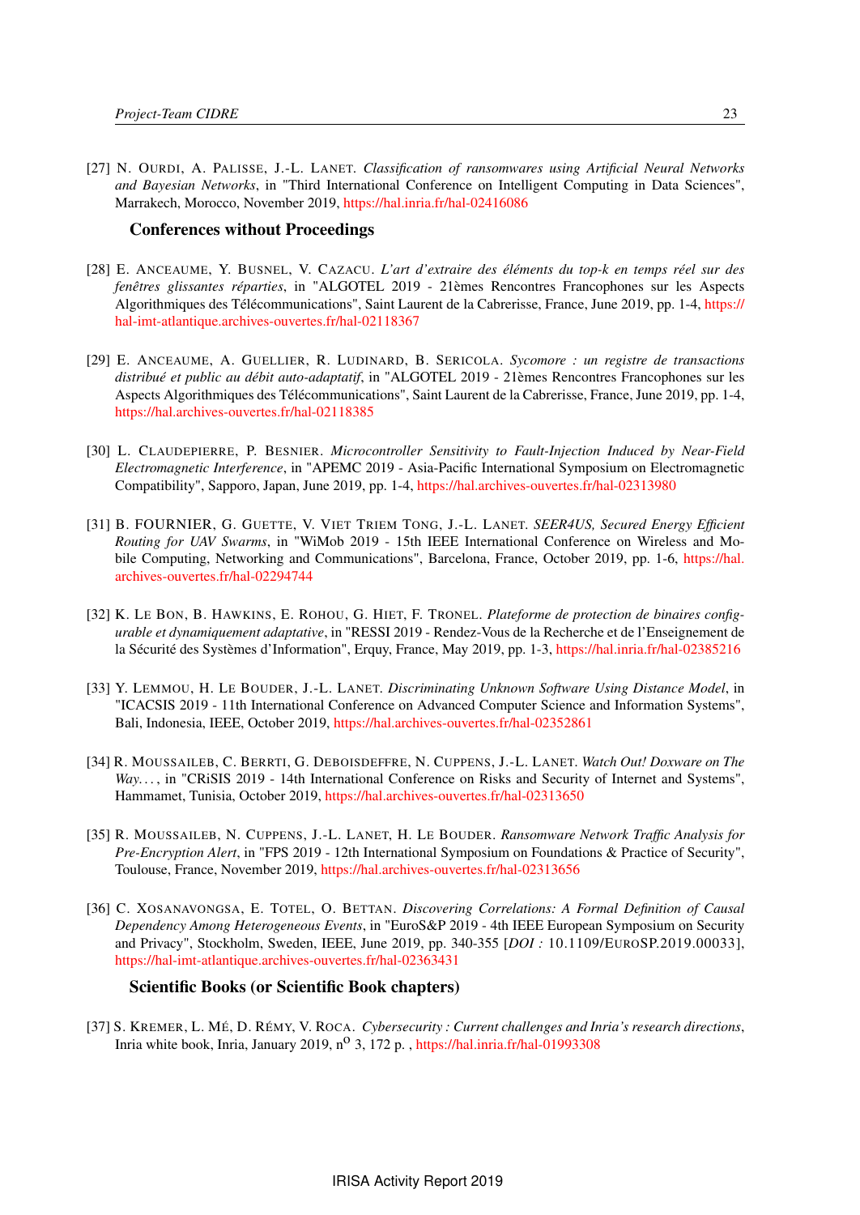[27] N. Ourdi, A. Palisse, J.-L. Lanet. *Classification of ransomwares using Artificial Neural Networks and Bayesian Networks*, in "Third International Conference on Intelligent Computing in Data Sciences", Marrakech, Morocco, November 2019, https://hal.inria.fr/hal-02416086

### Conferences without Proceedings

[28] E. Anceaume, Y. Busnel, V. Cazacu. *L'art d'extraire des éléments du top-k en temps réel sur des fenêtres glissantes réparties*, in "ALGOTEL 2019 - 21èmes Rencontres Francophones sur les Aspects Algorithmiques des Télécommunications", Saint Laurent de la Cabrerisse, France, June 2019, pp. 1-4, https://hal-imt-atlantique.archives-ouvertes.fr/hal-02118367

[29] E. Anceaume, A. Guellier, R. Ludinard, B. Sericola. *Sycomore : un registre de transactions distribué et public au débit auto-adaptatif*, in "ALGOTEL 2019 - 21èmes Rencontres Francophones sur les Aspects Algorithmiques des Télécommunications", Saint Laurent de la Cabrerisse, France, June 2019, pp. 1-4, https://hal.archives-ouvertes.fr/hal-02118385

[30] L. Claudepierre, P. Besnier. *Microcontroller Sensitivity to Fault-Injection Induced by Near-Field Electromagnetic Interference*, in "APEMC 2019 - Asia-Pacific International Symposium on Electromagnetic Compatibility", Sapporo, Japan, June 2019, pp. 1-4, https://hal.archives-ouvertes.fr/hal-02313980

[31] B. FOURNIER, G. Guette, V. Viet Triem Tong, J.-L. Lanet. *SEER4US, Secured Energy Efficient Routing for UAV Swarms*, in "WiMob 2019 - 15th IEEE International Conference on Wireless and Mobile Computing, Networking and Communications", Barcelona, France, October 2019, pp. 1-6, https://hal.archives-ouvertes.fr/hal-02294744

[32] K. Le Bon, B. Hawkins, E. Rohou, G. Hiet, F. Tronel. *Plateforme de protection de binaires configurable et dynamiquement adaptative*, in "RESSI 2019 - Rendez-Vous de la Recherche et de l'Enseignement de la Sécurité des Systèmes d'Information", Erquy, France, May 2019, pp. 1-3, https://hal.inria.fr/hal-02385216

[33] Y. Lemmou, H. Le Bouder, J.-L. Lanet. *Discriminating Unknown Software Using Distance Model*, in "ICACSIS 2019 - 11th International Conference on Advanced Computer Science and Information Systems", Bali, Indonesia, IEEE, October 2019, https://hal.archives-ouvertes.fr/hal-02352861

[34] R. Moussaileb, C. Berrti, G. Deboisdeffre, N. Cuppens, J.-L. Lanet. *Watch Out! Doxware on The Way...*, in "CRiSIS 2019 - 14th International Conference on Risks and Security of Internet and Systems", Hammamet, Tunisia, October 2019, https://hal.archives-ouvertes.fr/hal-02313650

[35] R. Moussaileb, N. Cuppens, J.-L. Lanet, H. Le Bouder. *Ransomware Network Traffic Analysis for Pre-Encryption Alert*, in "FPS 2019 - 12th International Symposium on Foundations & Practice of Security", Toulouse, France, November 2019, https://hal.archives-ouvertes.fr/hal-02313656

[36] C. Xosanavongsa, E. Totel, O. Bettan. *Discovering Correlations: A Formal Definition of Causal Dependency Among Heterogeneous Events*, in "EuroS&P 2019 - 4th IEEE European Symposium on Security and Privacy", Stockholm, Sweden, IEEE, June 2019, pp. 340-355 [*DOI :* 10.1109/EuroSP.2019.00033], https://hal-imt-atlantique.archives-ouvertes.fr/hal-02363431

### Scientific Books (or Scientific Book chapters)

[37] S. Kremer, L. Mé, D. Rémy, V. Roca. *Cybersecurity : Current challenges and Inria's research directions*, Inria white book, Inria, January 2019, n$^{o}$ 3, 172 p. , https://hal.inria.fr/hal-01993308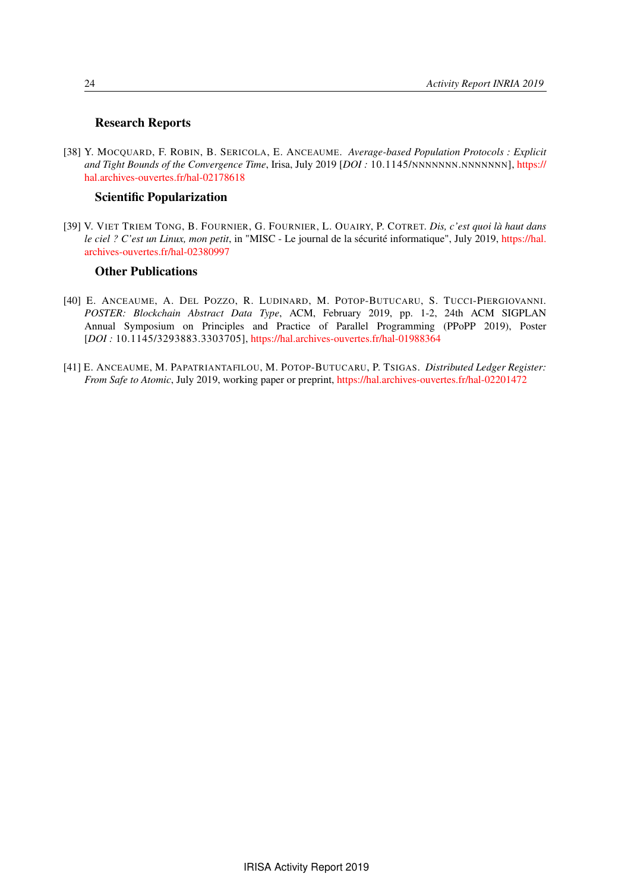## Research Reports

[38] Y. Mocquard, F. Robin, B. Sericola, E. Anceaume. *Average-based Population Protocols : Explicit and Tight Bounds of the Convergence Time*, Irisa, July 2019 [*DOI :* 10.1145/NNNNNNN.NNNNNNN], https://hal.archives-ouvertes.fr/hal-02178618

## Scientific Popularization

[39] V. Viet Triem Tong, B. Fournier, G. Fournier, L. Ouairy, P. Cotret. *Dis, c'est quoi là haut dans le ciel ? C'est un Linux, mon petit*, in "MISC - Le journal de la sécurité informatique", July 2019, https://hal.archives-ouvertes.fr/hal-02380997

## Other Publications

[40] E. Anceaume, A. Del Pozzo, R. Ludinard, M. Potop-Butucaru, S. Tucci-Piergiovanni. *POSTER: Blockchain Abstract Data Type*, ACM, February 2019, pp. 1-2, 24th ACM SIGPLAN Annual Symposium on Principles and Practice of Parallel Programming (PPoPP 2019), Poster [*DOI :* 10.1145/3293883.3303705], https://hal.archives-ouvertes.fr/hal-01988364

[41] E. Anceaume, M. Papatriantafilou, M. Potop-Butucaru, P. Tsigas. *Distributed Ledger Register: From Safe to Atomic*, July 2019, working paper or preprint, https://hal.archives-ouvertes.fr/hal-02201472